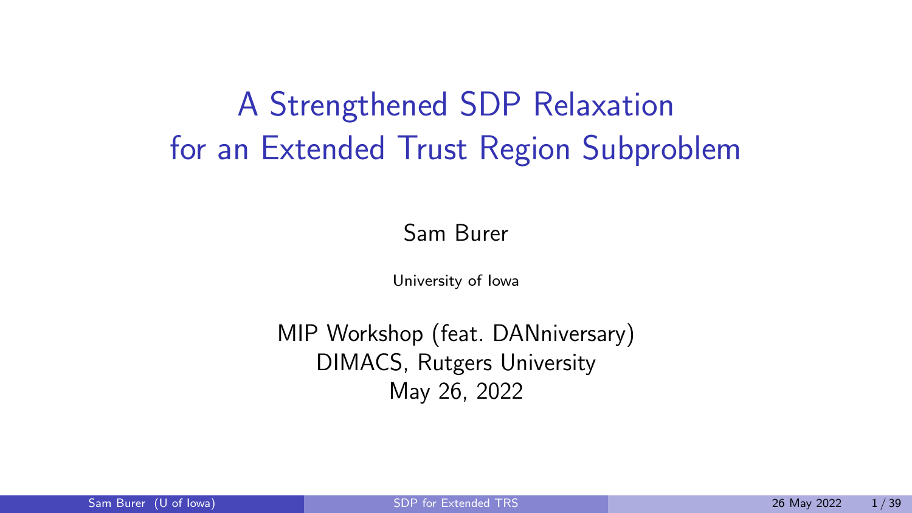# A Strengthened SDP Relaxation for an Extended Trust Region Subproblem

Sam Burer

University of Iowa

MIP Workshop (feat. DANniversary)
DIMACS, Rutgers University
May 26, 2022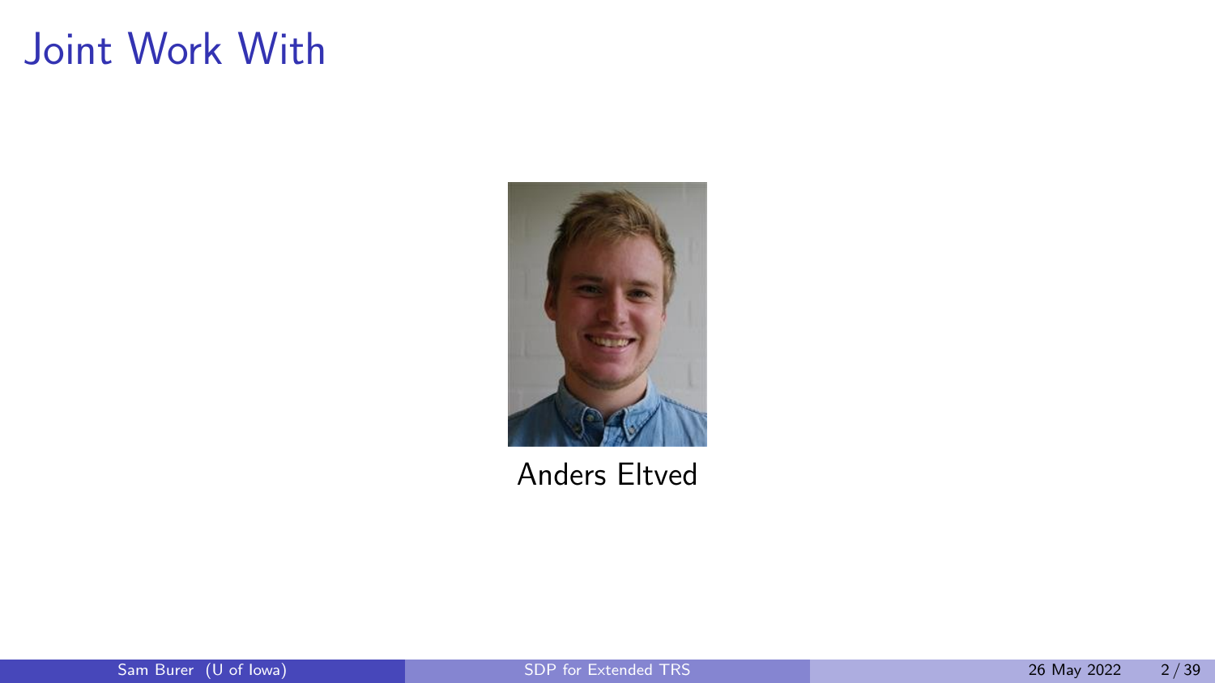# Joint Work With

Anders Eltved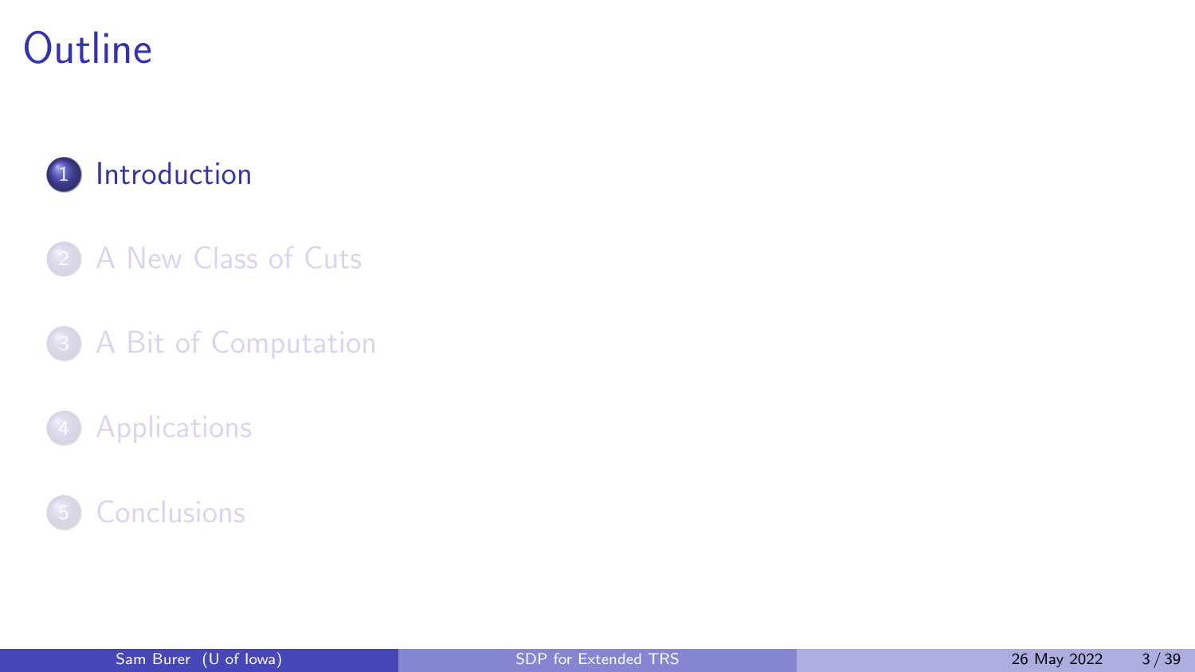# Outline

1. Introduction
2. A New Class of Cuts
3. A Bit of Computation
4. Applications
5. Conclusions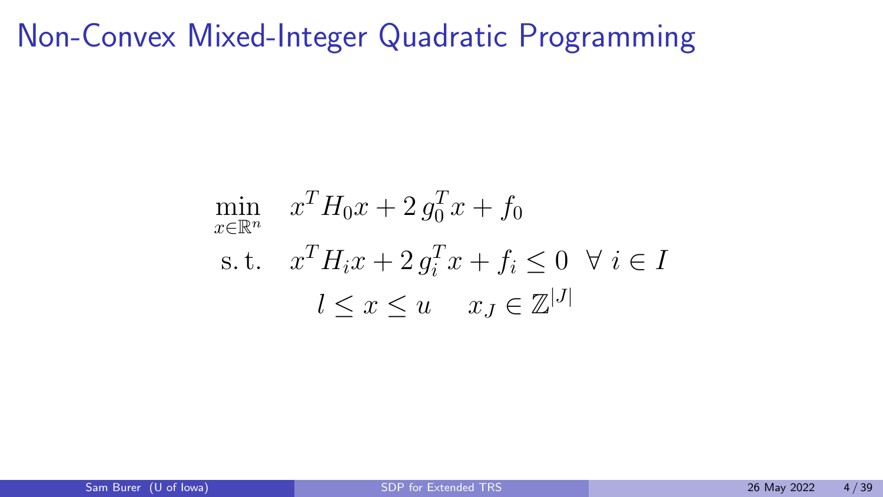# Non-Convex Mixed-Integer Quadratic Programming

$$
\begin{aligned}
\min_{x \in \mathbb{R}^n} \quad & x^T H_0 x + 2\, g_0^T x + f_0 \\
\text{s.t.} \quad & x^T H_i x + 2\, g_i^T x + f_i \le 0 \;\; \forall\, i \in I \\
& l \le x \le u \quad x_J \in \mathbb{Z}^{|J|}
\end{aligned}
$$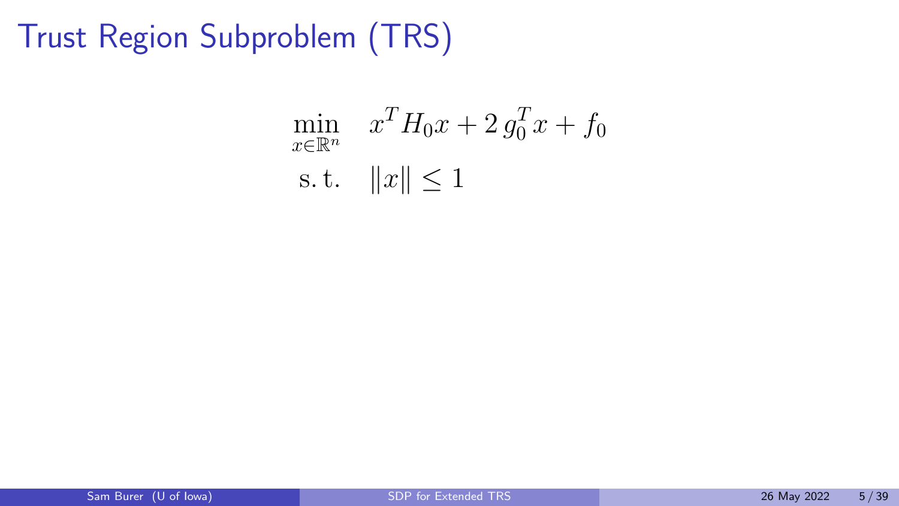# Trust Region Subproblem (TRS)

$$
\begin{aligned}
\min_{x \in \mathbb{R}^n} \quad & x^T H_0 x + 2\, g_0^T x + f_0 \\
\text{s.t.} \quad & \|x\| \le 1
\end{aligned}
$$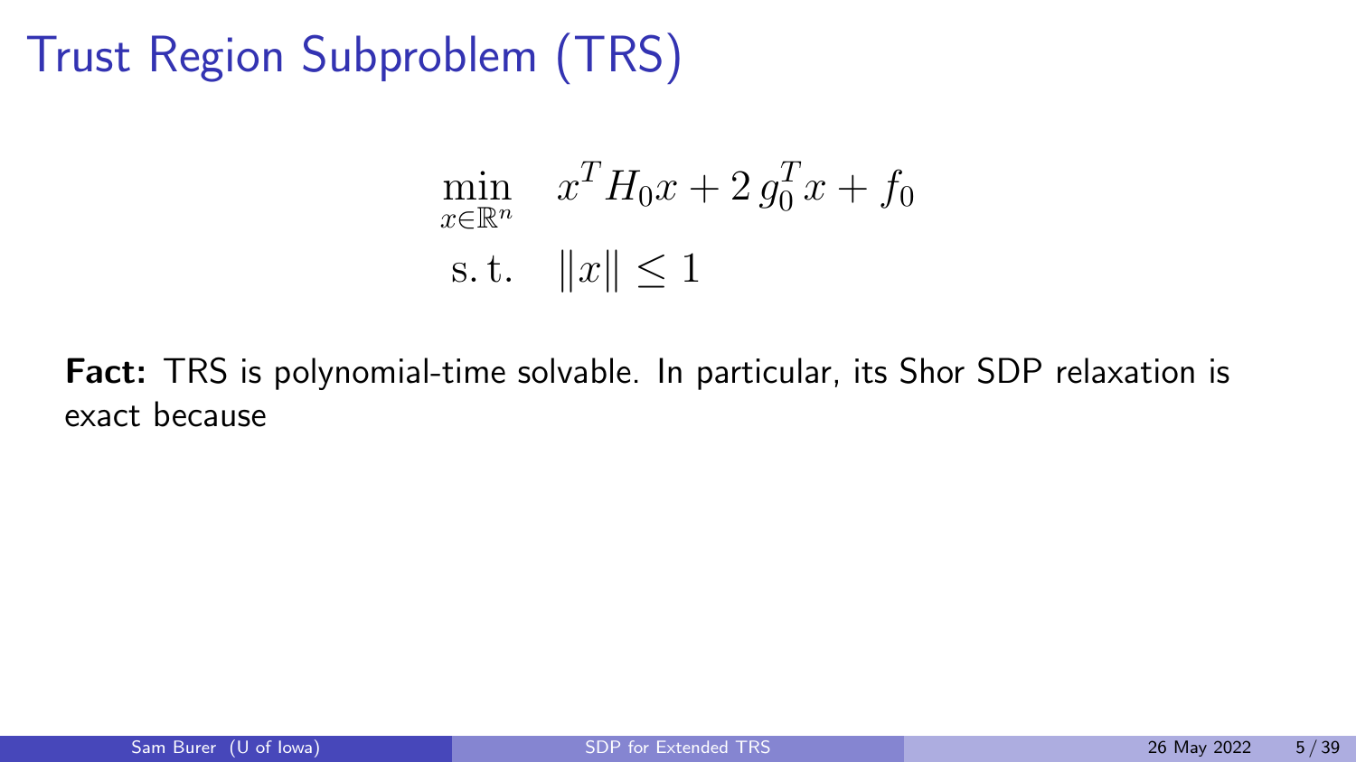# Trust Region Subproblem (TRS)

$$
\begin{aligned}
\min_{x \in \mathbb{R}^n} \quad & x^T H_0 x + 2\, g_0^T x + f_0 \\
\text{s.t.} \quad & \|x\| \le 1
\end{aligned}
$$

**Fact:** TRS is polynomial-time solvable. In particular, its Shor SDP relaxation is exact because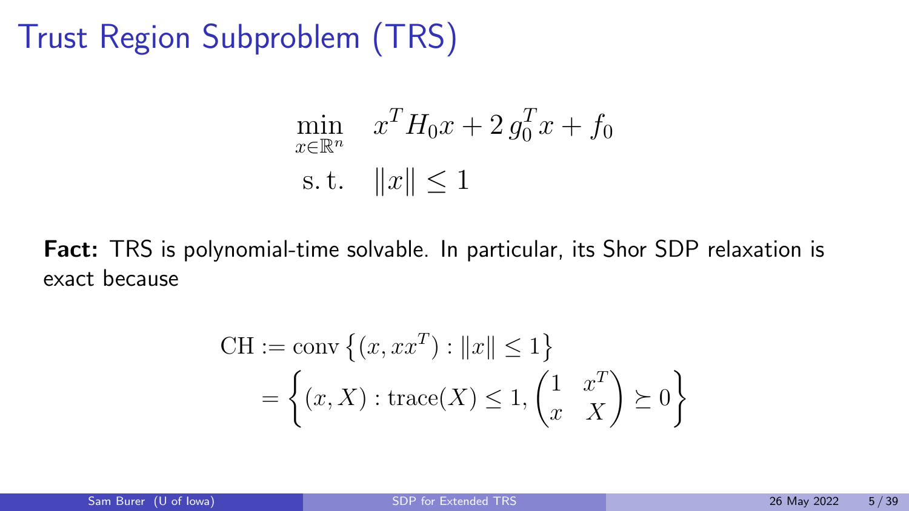# Trust Region Subproblem (TRS)

$$
\begin{aligned}
\min_{x \in \mathbb{R}^n} \quad & x^T H_0 x + 2\, g_0^T x + f_0 \\
\text{s.t.} \quad & \|x\| \le 1
\end{aligned}
$$

**Fact:** TRS is polynomial-time solvable. In particular, its Shor SDP relaxation is exact because

$$
\begin{aligned}
\text{CH} &:= \text{conv}\left\{ (x, xx^T) : \|x\| \le 1 \right\} \\
&= \left\{ (x, X) : \text{trace}(X) \le 1, \begin{pmatrix} 1 & x^T \\ x & X \end{pmatrix} \succeq 0 \right\}
\end{aligned}
$$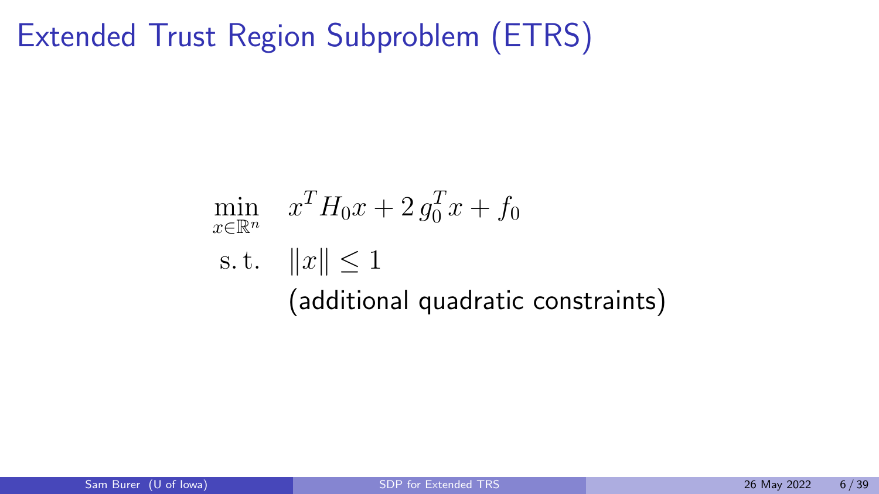# Extended Trust Region Subproblem (ETRS)

$$
\begin{aligned}
\min_{x \in \mathbb{R}^n} \quad & x^T H_0 x + 2\, g_0^T x + f_0 \\
\text{s.t.} \quad & \|x\| \leq 1 \\
& \text{(additional quadratic constraints)}
\end{aligned}
$$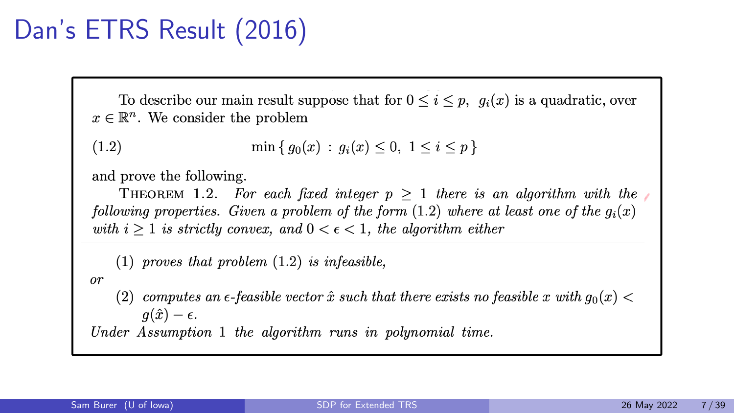# Dan's ETRS Result (2016)

To describe our main result suppose that for $0 \le i \le p$, $g_i(x)$ is a quadratic, over $x \in \mathbb{R}^n$. We consider the problem

$$\min \{ g_0(x) \, : \, g_i(x) \le 0, \; 1 \le i \le p \} \tag{1.2}$$

and prove the following.

THEOREM 1.2. *For each fixed integer $p \ge 1$ there is an algorithm with the following properties. Given a problem of the form (1.2) where at least one of the $g_i(x)$ with $i \ge 1$ is strictly convex, and $0 < \epsilon < 1$, the algorithm either*

(1) *proves that problem (1.2) is infeasible,*

*or*

(2) *computes an $\epsilon$-feasible vector $\hat{x}$ such that there exists no feasible $x$ with $g_0(x) < g(\hat{x}) - \epsilon$.*

*Under Assumption 1 the algorithm runs in polynomial time.*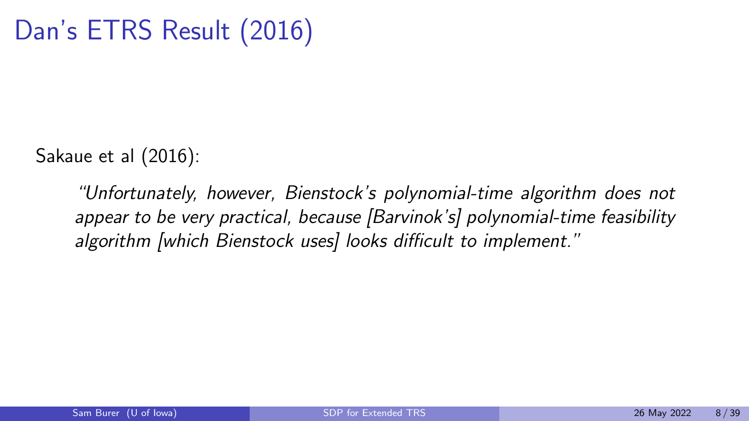# Dan's ETRS Result (2016)

Sakaue et al (2016):

> *"Unfortunately, however, Bienstock's polynomial-time algorithm does not appear to be very practical, because [Barvinok's] polynomial-time feasibility algorithm [which Bienstock uses] looks difficult to implement."*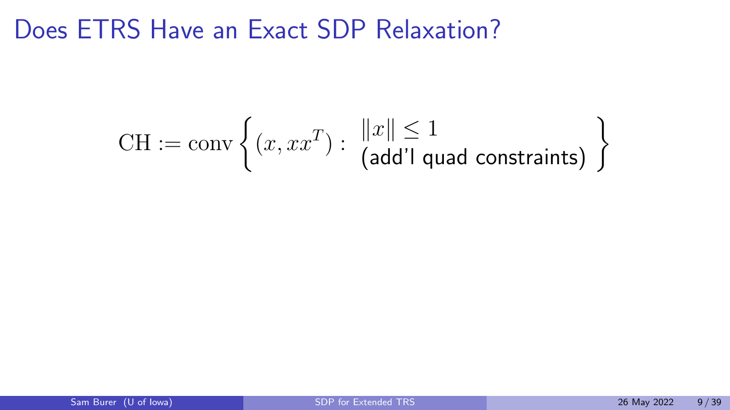# Does ETRS Have an Exact SDP Relaxation?

$$\mathrm{CH} := \mathrm{conv}\left\{ (x, xx^T) : \begin{array}{l} \|x\| \leq 1 \\ \text{(add'l quad constraints)} \end{array} \right\}$$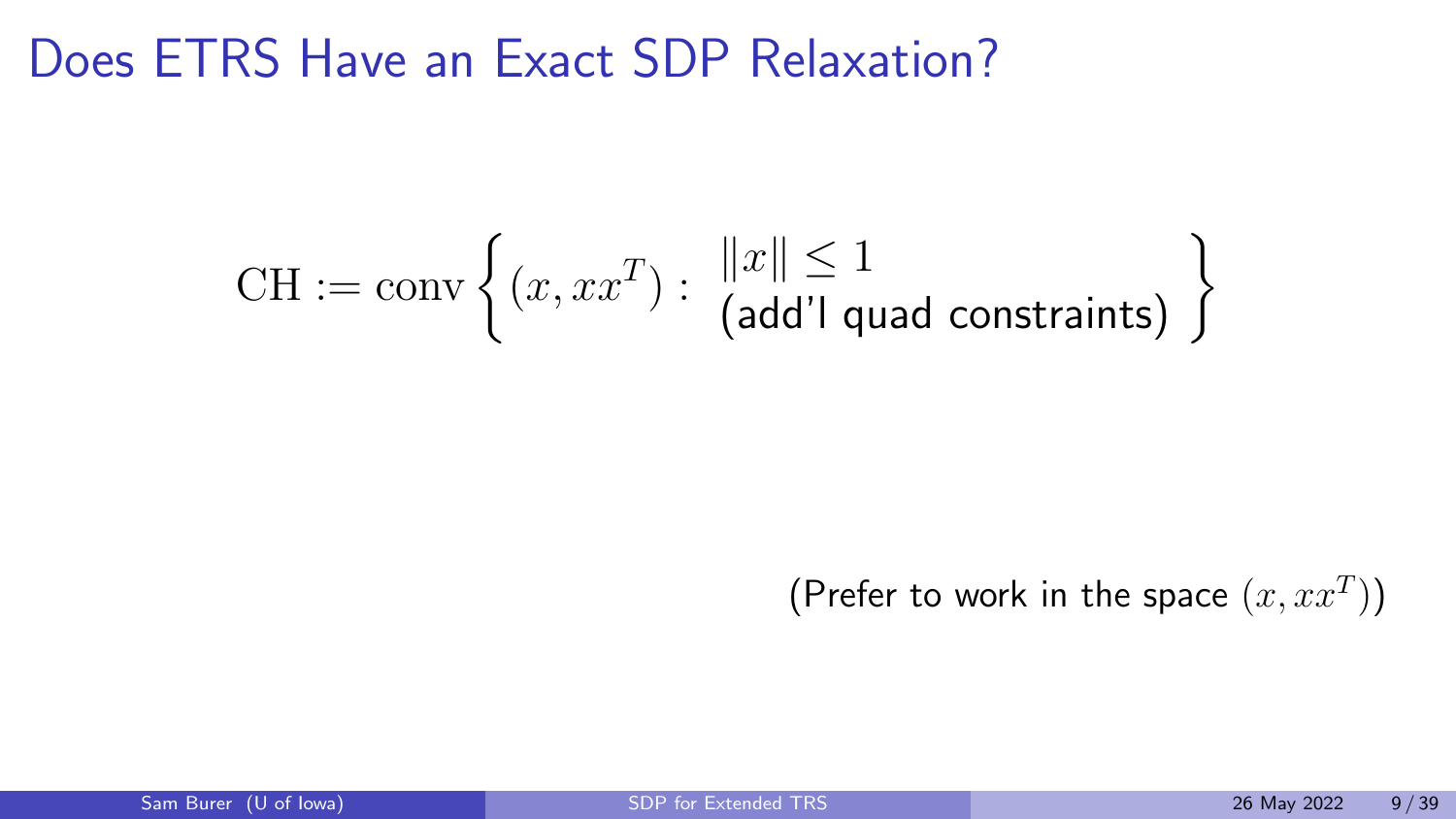# Does ETRS Have an Exact SDP Relaxation?

$$\mathrm{CH} := \mathrm{conv}\left\{ (x, xx^T) : \begin{array}{l} \|x\| \leq 1 \\ \text{(add'l quad constraints)} \end{array} \right\}$$

(Prefer to work in the space $(x, xx^T)$)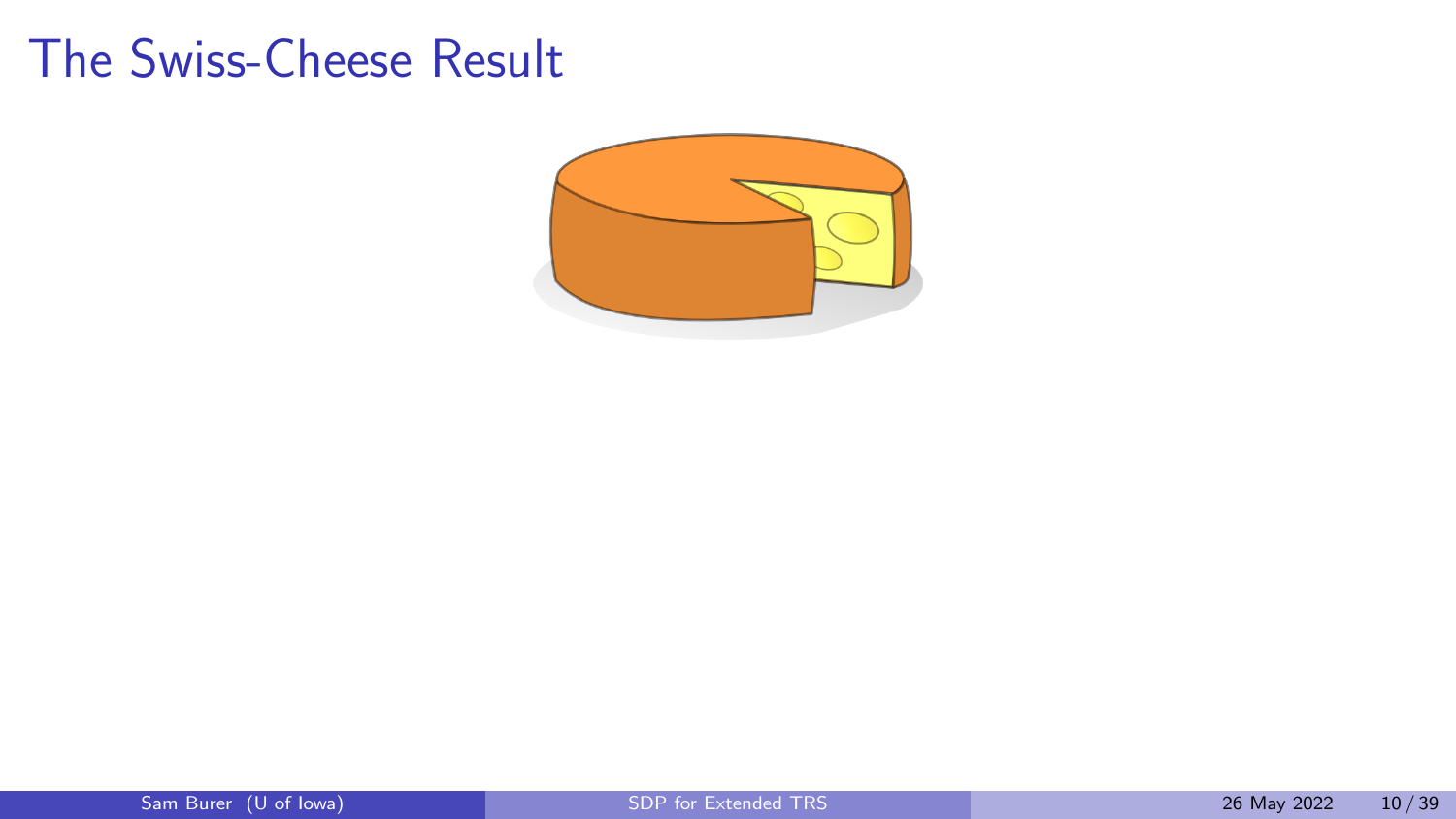# The Swiss-Cheese Result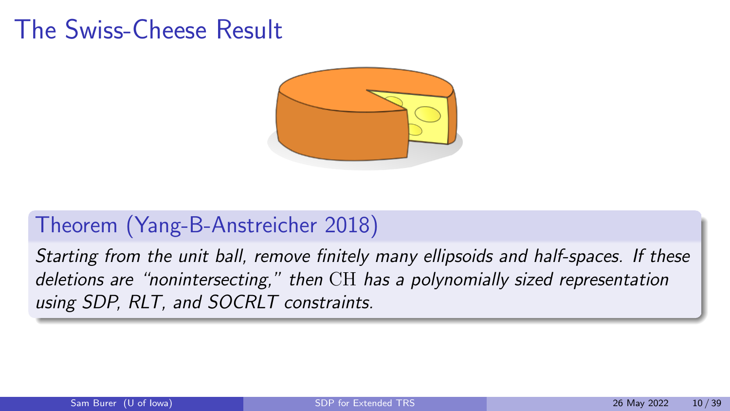# The Swiss-Cheese Result

**Theorem (Yang-B-Anstreicher 2018)**

*Starting from the unit ball, remove finitely many ellipsoids and half-spaces. If these deletions are "nonintersecting," then* $\mathrm{CH}$ *has a polynomially sized representation using SDP, RLT, and SOCRLT constraints.*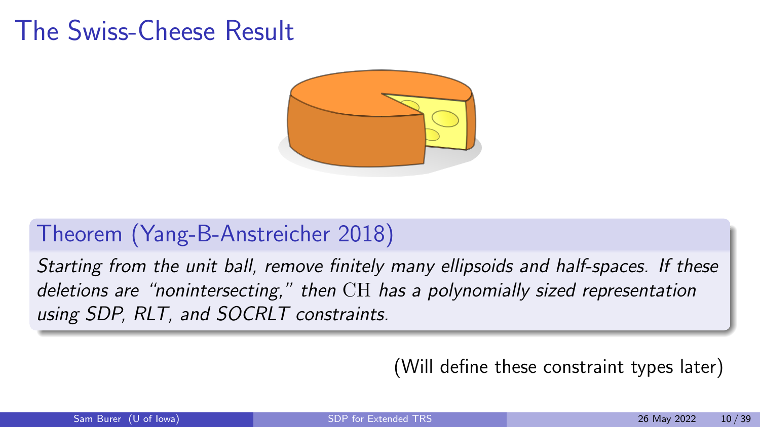# The Swiss-Cheese Result

**Theorem (Yang-B-Anstreicher 2018)**

*Starting from the unit ball, remove finitely many ellipsoids and half-spaces. If these deletions are "nonintersecting," then* $\mathrm{CH}$ *has a polynomially sized representation using SDP, RLT, and SOCRLT constraints.*

(Will define these constraint types later)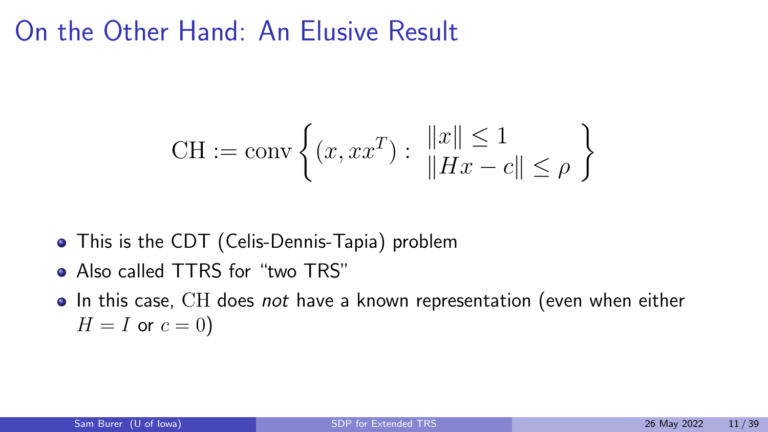# On the Other Hand: An Elusive Result

$$
\text{CH} := \text{conv} \left\{ (x, xx^T) : \begin{array}{l} \|x\| \leq 1 \\ \|Hx - c\| \leq \rho \end{array} \right\}
$$

- This is the CDT (Celis-Dennis-Tapia) problem
- Also called TTRS for "two TRS"
- In this case, $\text{CH}$ does *not* have a known representation (even when either $H = I$ or $c = 0$)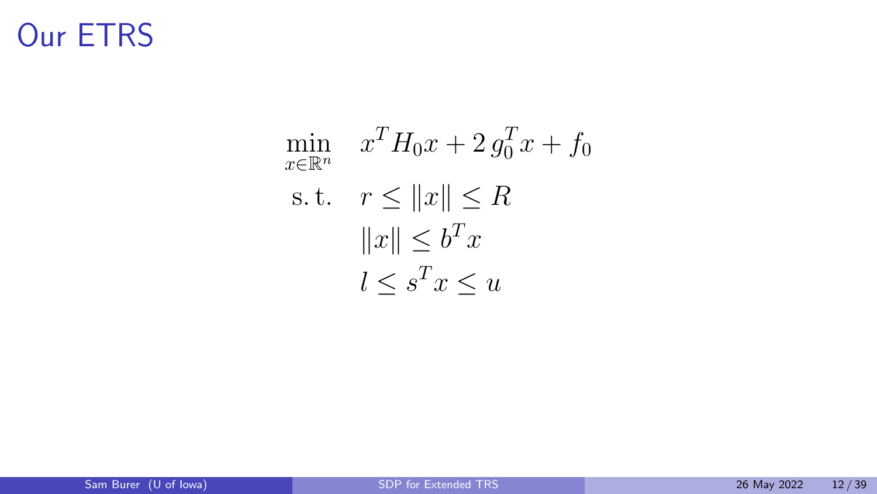# Our ETRS

$$
\begin{aligned}
\min_{x \in \mathbb{R}^n} \quad & x^T H_0 x + 2\, g_0^T x + f_0 \\
\text{s.t.} \quad & r \le \|x\| \le R \\
& \|x\| \le b^T x \\
& l \le s^T x \le u
\end{aligned}
$$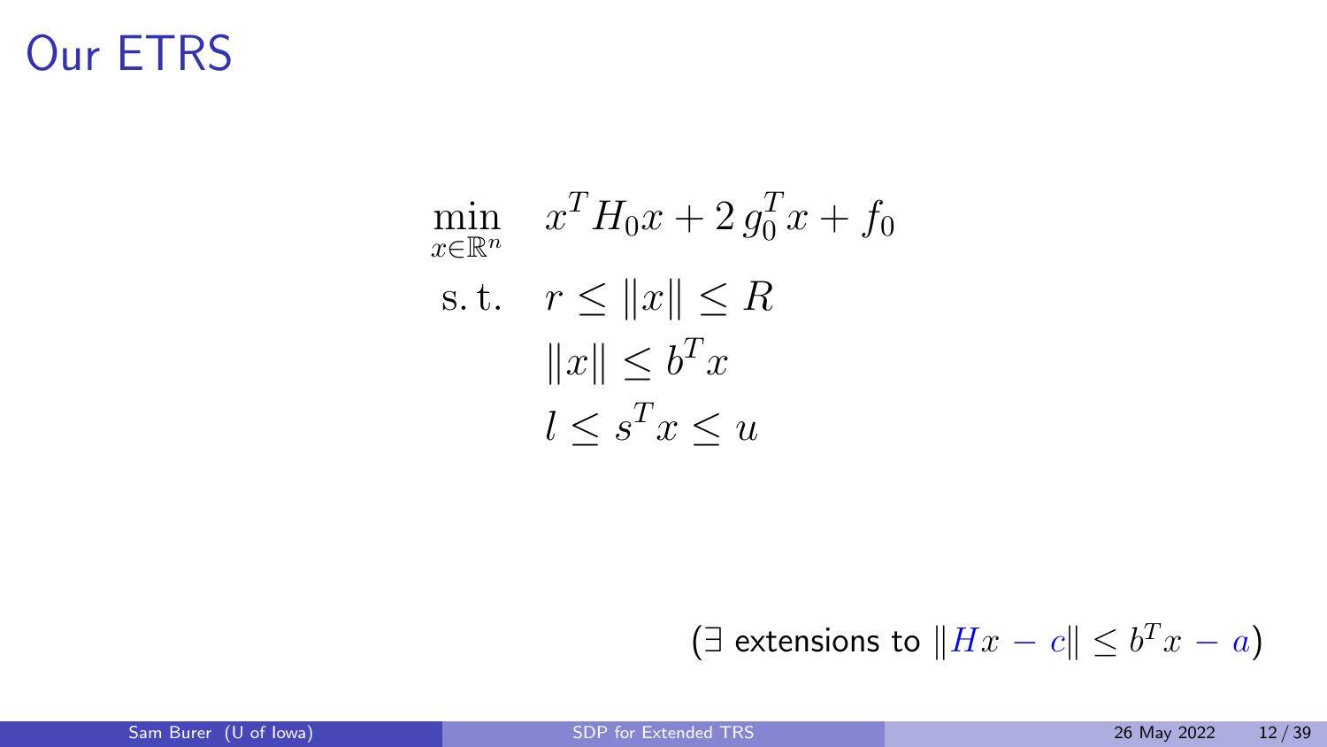# Our ETRS

$$
\begin{aligned}
\min_{x \in \mathbb{R}^n} \quad & x^T H_0 x + 2\, g_0^T x + f_0 \\
\text{s.t.} \quad & r \le \|x\| \le R \\
& \|x\| \le b^T x \\
& l \le s^T x \le u
\end{aligned}
$$

($\exists$ extensions to $\|Hx - c\| \le b^T x - a$)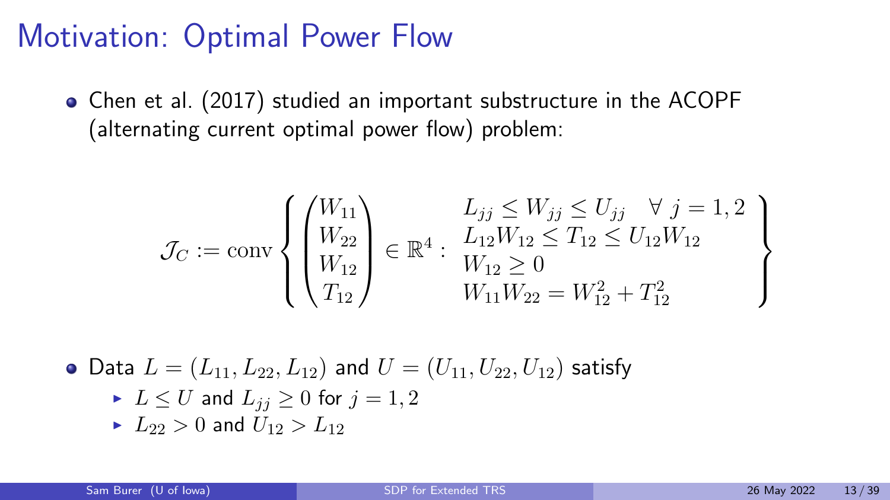# Motivation: Optimal Power Flow

- Chen et al. (2017) studied an important substructure in the ACOPF (alternating current optimal power flow) problem:

$$
\mathcal{J}_C := \operatorname{conv} \left\{ \begin{pmatrix} W_{11} \\ W_{22} \\ W_{12} \\ T_{12} \end{pmatrix} \in \mathbb{R}^4 : \begin{array}{l} L_{jj} \le W_{jj} \le U_{jj} \quad \forall \ j = 1, 2 \\ L_{12} W_{12} \le T_{12} \le U_{12} W_{12} \\ W_{12} \ge 0 \\ W_{11} W_{22} = W_{12}^2 + T_{12}^2 \end{array} \right\}
$$

- Data $L = (L_{11}, L_{22}, L_{12})$ and $U = (U_{11}, U_{22}, U_{12})$ satisfy
  - $L \le U$ and $L_{jj} \ge 0$ for $j = 1, 2$
  - $L_{22} > 0$ and $U_{12} > L_{12}$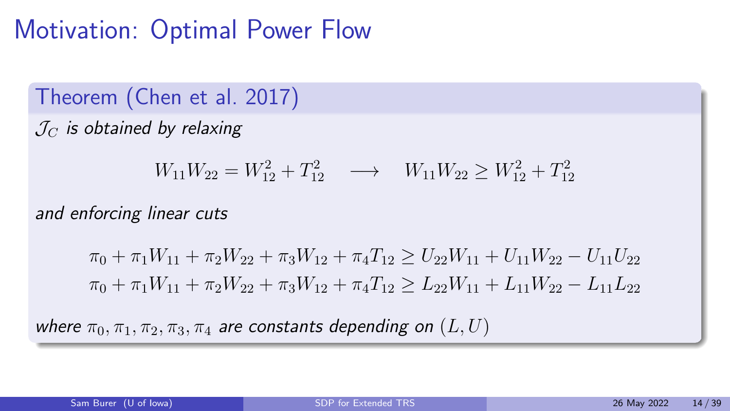# Motivation: Optimal Power Flow

**Theorem (Chen et al. 2017)**

*$\mathcal{J}_C$ is obtained by relaxing*

$$W_{11}W_{22} = W_{12}^2 + T_{12}^2 \quad \longrightarrow \quad W_{11}W_{22} \geq W_{12}^2 + T_{12}^2$$

*and enforcing linear cuts*

$$\pi_0 + \pi_1 W_{11} + \pi_2 W_{22} + \pi_3 W_{12} + \pi_4 T_{12} \geq U_{22}W_{11} + U_{11}W_{22} - U_{11}U_{22}$$

$$\pi_0 + \pi_1 W_{11} + \pi_2 W_{22} + \pi_3 W_{12} + \pi_4 T_{12} \geq L_{22}W_{11} + L_{11}W_{22} - L_{11}L_{22}$$

*where $\pi_0, \pi_1, \pi_2, \pi_3, \pi_4$ are constants depending on $(L, U)$*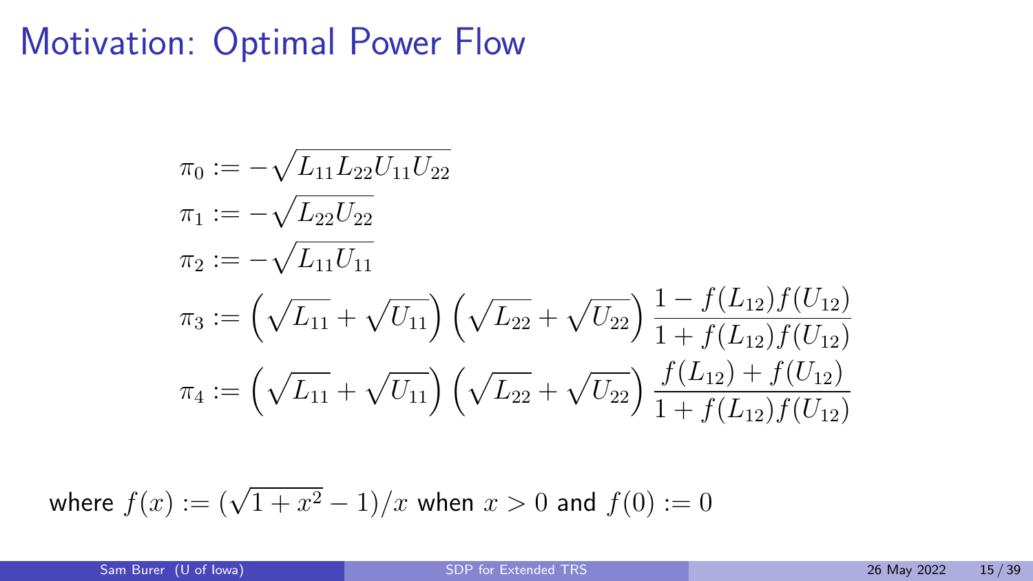# Motivation: Optimal Power Flow

$$
\begin{aligned}
\pi_0 &:= -\sqrt{L_{11}L_{22}U_{11}U_{22}} \\
\pi_1 &:= -\sqrt{L_{22}U_{22}} \\
\pi_2 &:= -\sqrt{L_{11}U_{11}} \\
\pi_3 &:= \left(\sqrt{L_{11}} + \sqrt{U_{11}}\right)\left(\sqrt{L_{22}} + \sqrt{U_{22}}\right)\frac{1 - f(L_{12})f(U_{12})}{1 + f(L_{12})f(U_{12})} \\
\pi_4 &:= \left(\sqrt{L_{11}} + \sqrt{U_{11}}\right)\left(\sqrt{L_{22}} + \sqrt{U_{22}}\right)\frac{f(L_{12}) + f(U_{12})}{1 + f(L_{12})f(U_{12})}
\end{aligned}
$$

where $f(x) := (\sqrt{1 + x^2} - 1)/x$ when $x > 0$ and $f(0) := 0$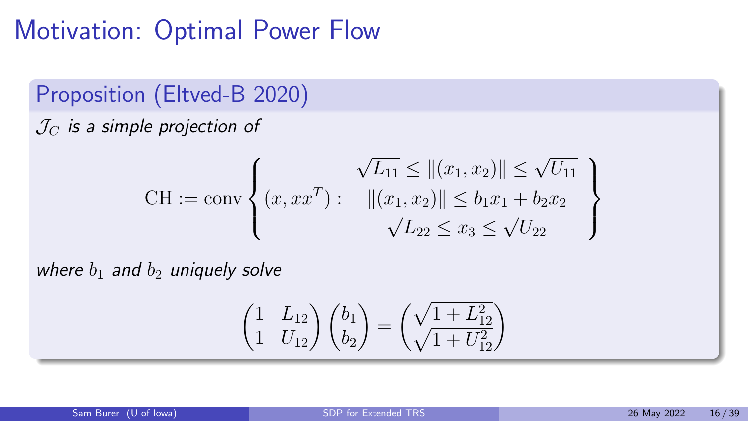# Motivation: Optimal Power Flow

## Proposition (Eltved-B 2020)

*$\mathcal{J}_C$ is a simple projection of*

$$
\mathrm{CH} := \mathrm{conv} \left\{ (x, xx^T) : \begin{array}{c} \sqrt{L_{11}} \le \|(x_1, x_2)\| \le \sqrt{U_{11}} \\ \|(x_1, x_2)\| \le b_1 x_1 + b_2 x_2 \\ \sqrt{L_{22}} \le x_3 \le \sqrt{U_{22}} \end{array} \right\}
$$

*where $b_1$ and $b_2$ uniquely solve*

$$
\begin{pmatrix} 1 & L_{12} \\ 1 & U_{12} \end{pmatrix} \begin{pmatrix} b_1 \\ b_2 \end{pmatrix} = \begin{pmatrix} \sqrt{1 + L_{12}^2} \\ \sqrt{1 + U_{12}^2} \end{pmatrix}
$$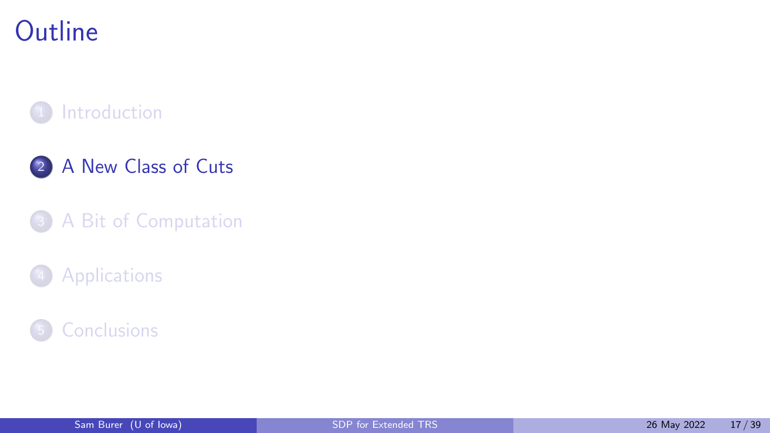# Outline

1. Introduction
2. A New Class of Cuts
3. A Bit of Computation
4. Applications
5. Conclusions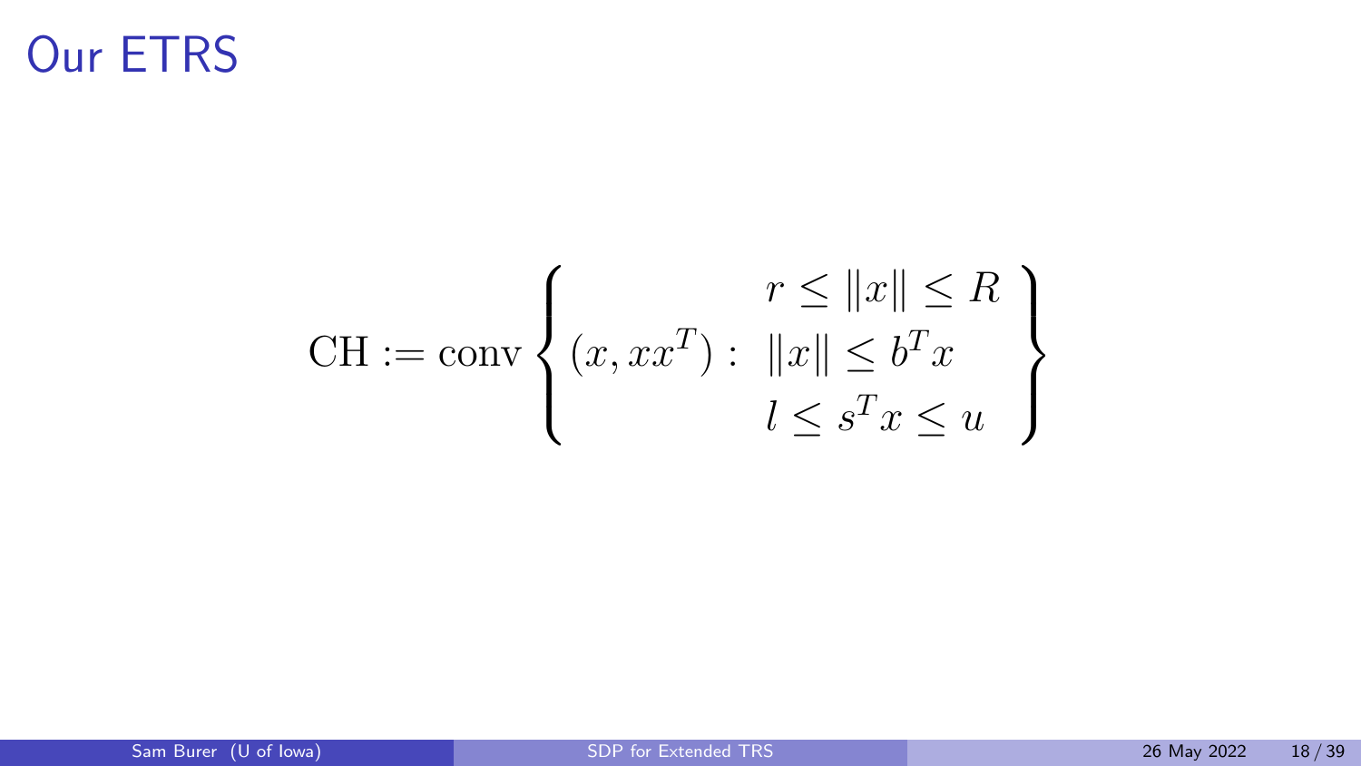# Our ETRS

$$
\mathrm{CH} := \mathrm{conv} \left\{ (x, xx^T) : \begin{array}{c} r \leq \|x\| \leq R \\ \|x\| \leq b^T x \\ l \leq s^T x \leq u \end{array} \right\}
$$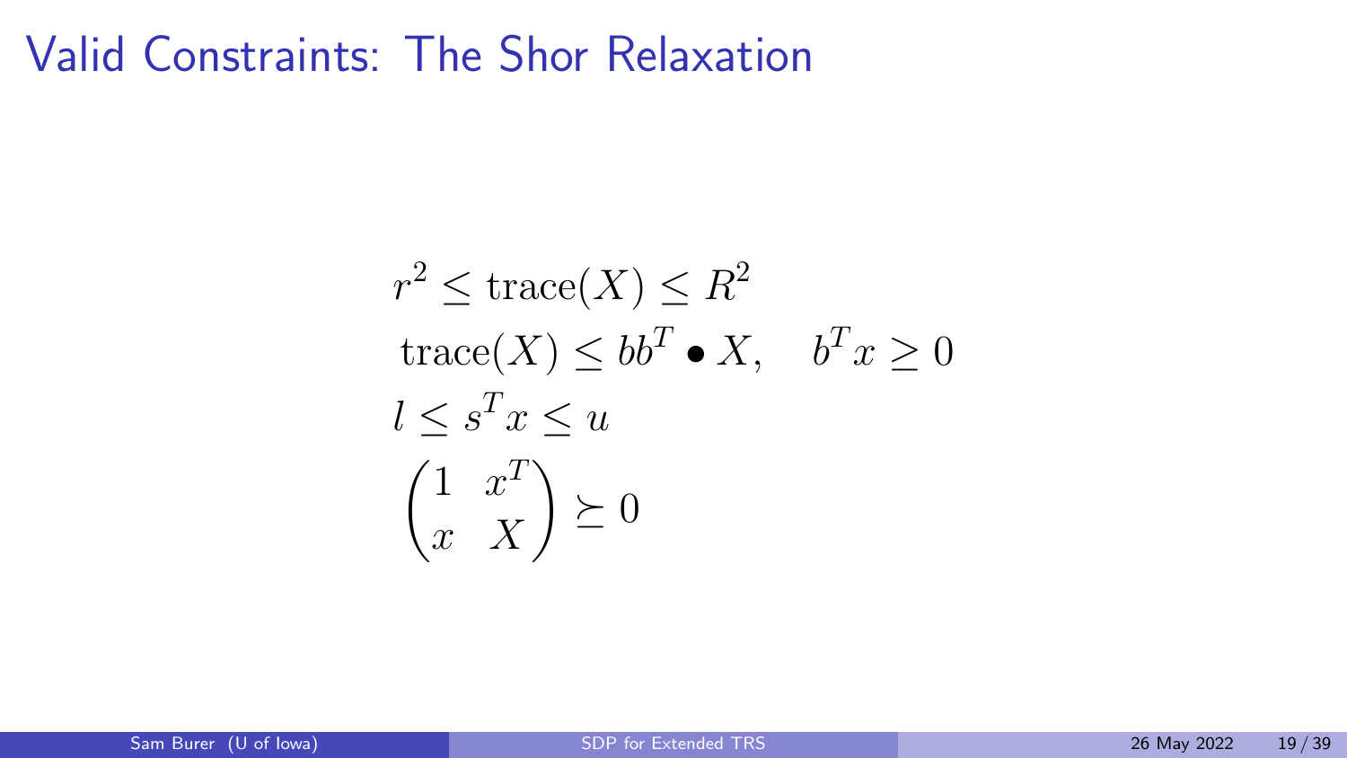# Valid Constraints: The Shor Relaxation

$$
\begin{aligned}
&r^2 \le \mathrm{trace}(X) \le R^2 \\
&\mathrm{trace}(X) \le bb^T \bullet X, \quad b^T x \ge 0 \\
&l \le s^T x \le u \\
&\begin{pmatrix} 1 & x^T \\ x & X \end{pmatrix} \succeq 0
\end{aligned}
$$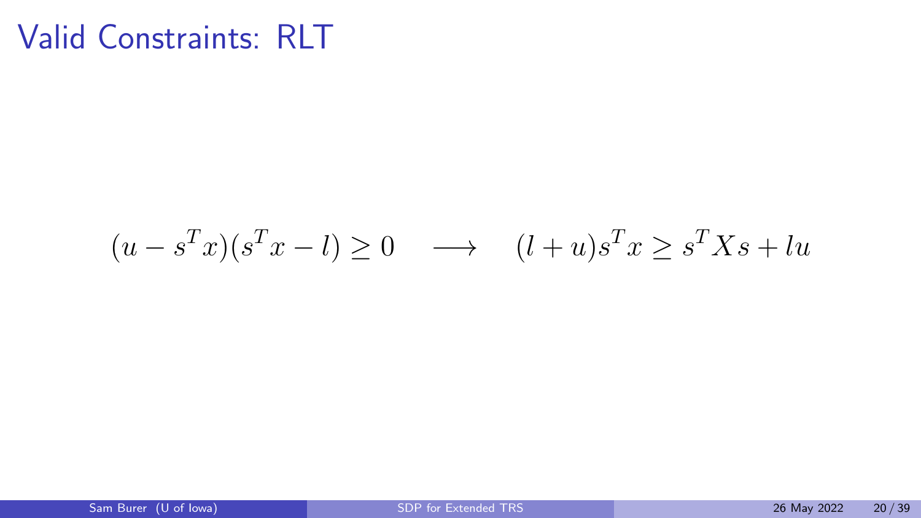# Valid Constraints: RLT

$$(u - s^T x)(s^T x - l) \geq 0 \quad \longrightarrow \quad (l + u)s^T x \geq s^T X s + lu$$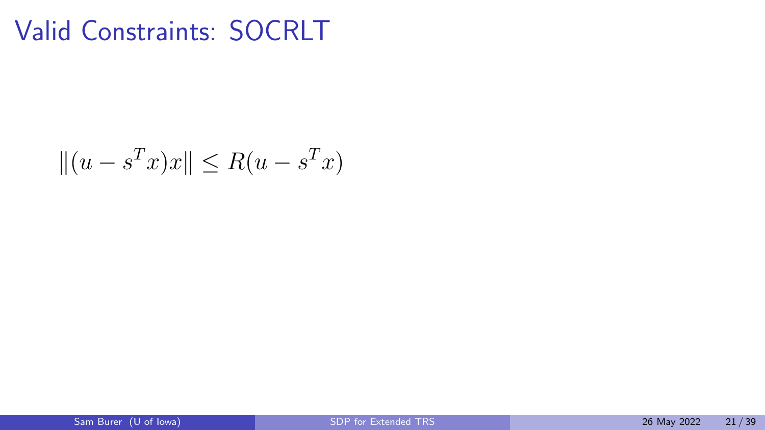# Valid Constraints: SOCRLT

$$\|(u - s^T x)x\| \leq R(u - s^T x)$$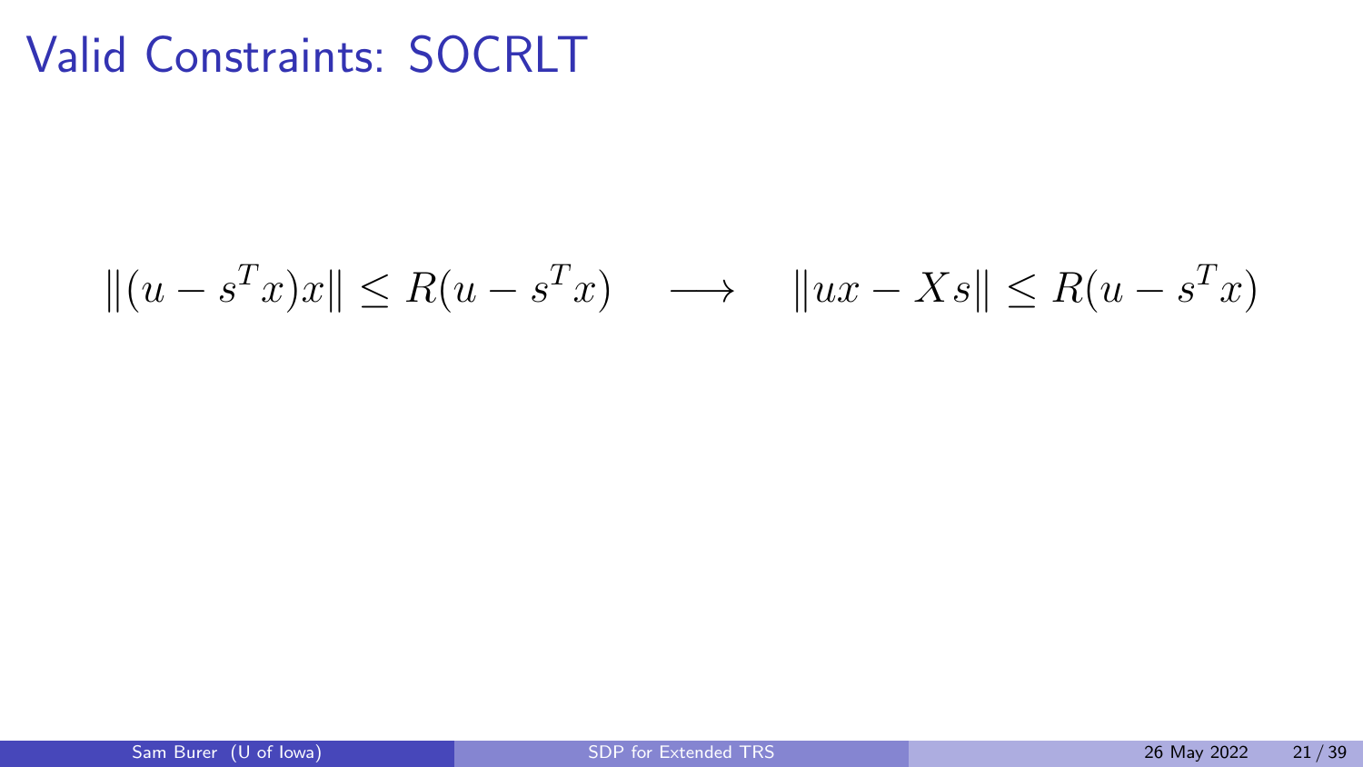# Valid Constraints: SOCRLT

$$\|(u - s^T x)x\| \leq R(u - s^T x) \quad \longrightarrow \quad \|ux - Xs\| \leq R(u - s^T x)$$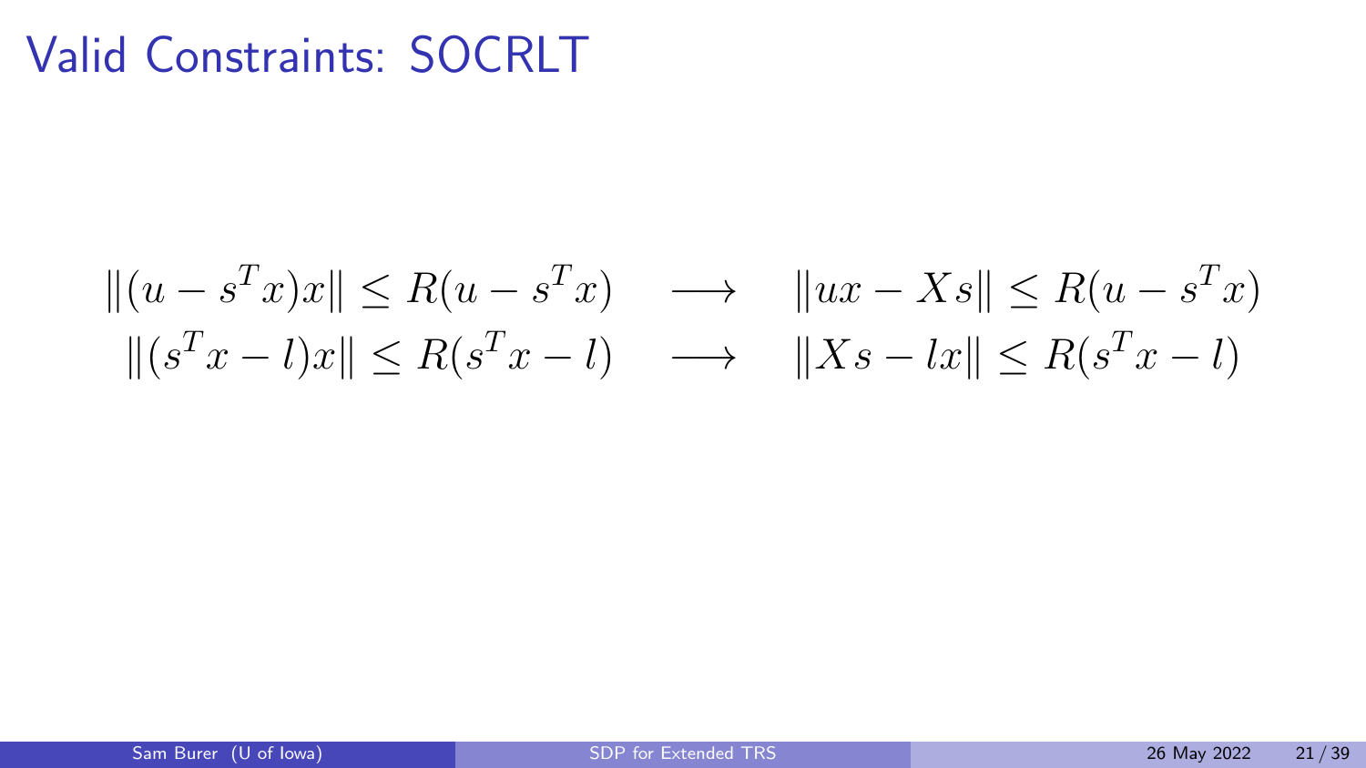# Valid Constraints: SOCRLT

$$
\begin{aligned}
\|(u - s^T x)x\| \le R(u - s^T x) \quad &\longrightarrow \quad \|ux - Xs\| \le R(u - s^T x) \\
\|(s^T x - l)x\| \le R(s^T x - l) \quad &\longrightarrow \quad \|Xs - lx\| \le R(s^T x - l)
\end{aligned}
$$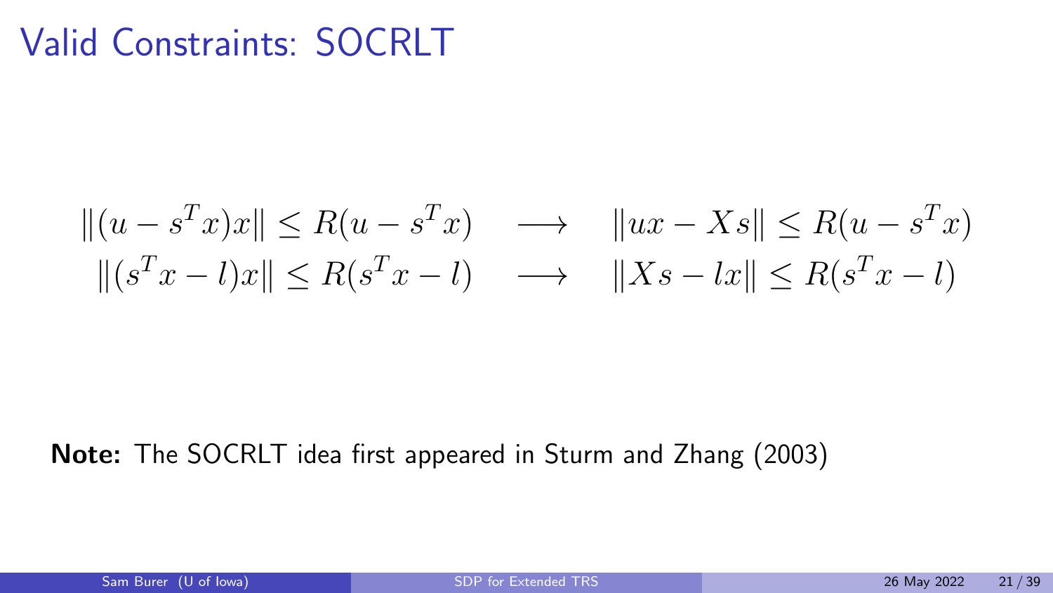# Valid Constraints: SOCRLT

$$
\begin{aligned}
\|(u - s^T x)x\| \le R(u - s^T x) \quad &\longrightarrow \quad \|ux - Xs\| \le R(u - s^T x) \\
\|(s^T x - l)x\| \le R(s^T x - l) \quad &\longrightarrow \quad \|Xs - lx\| \le R(s^T x - l)
\end{aligned}
$$

**Note:** The SOCRLT idea first appeared in Sturm and Zhang (2003)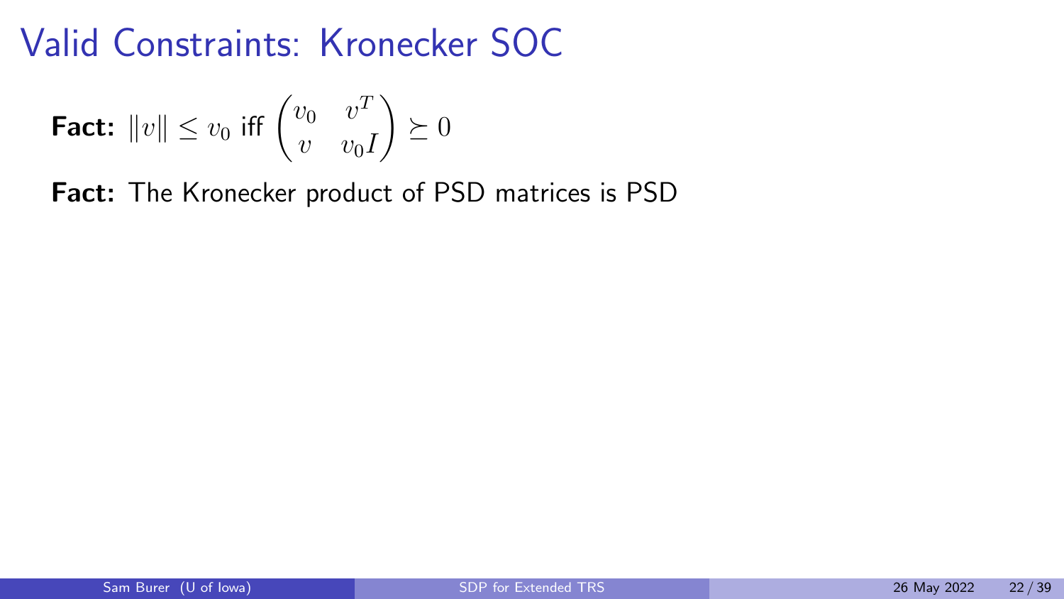# Valid Constraints: Kronecker SOC

**Fact:** $\|v\| \leq v_0$ iff $\begin{pmatrix} v_0 & v^T \\ v & v_0 I \end{pmatrix} \succeq 0$

**Fact:** The Kronecker product of PSD matrices is PSD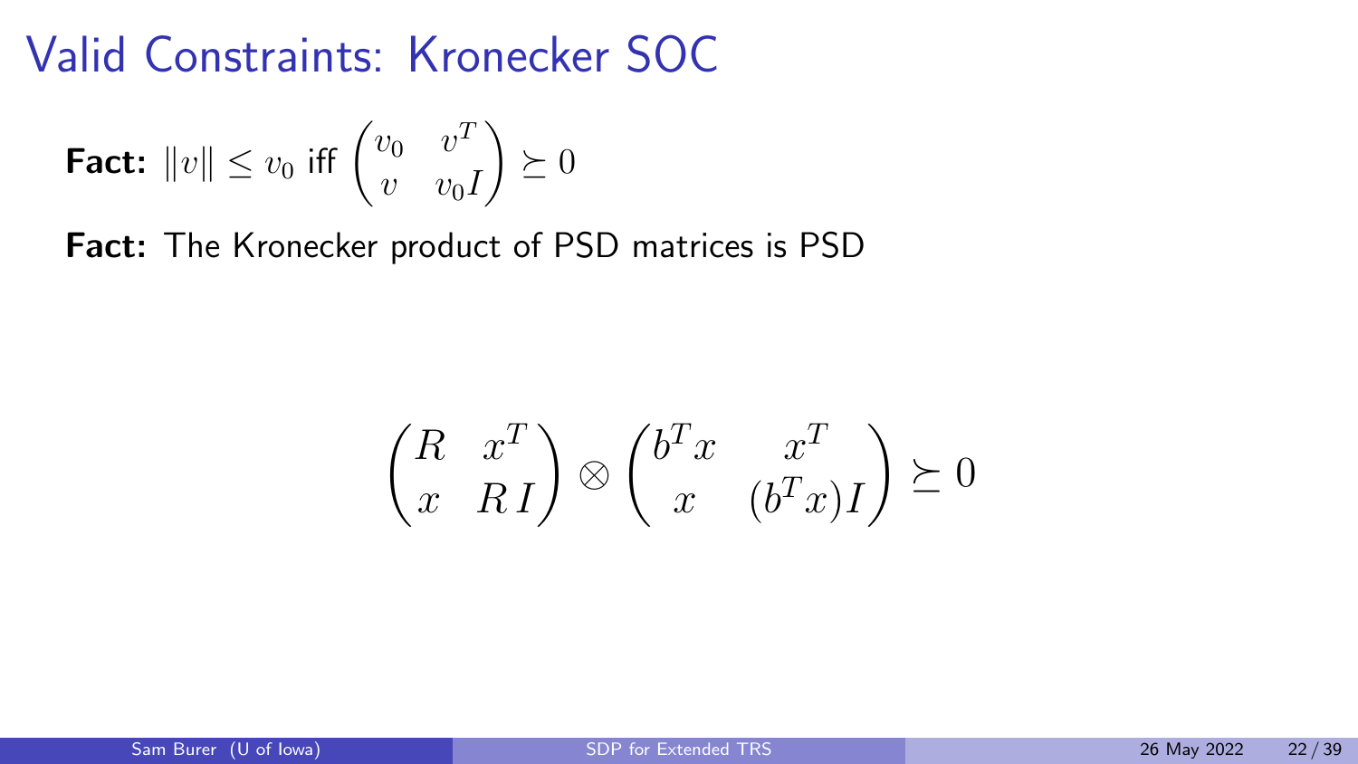# Valid Constraints: Kronecker SOC

**Fact:** $\|v\| \le v_0$ iff $\begin{pmatrix} v_0 & v^T \\ v & v_0 I \end{pmatrix} \succeq 0$

**Fact:** The Kronecker product of PSD matrices is PSD

$$\begin{pmatrix} R & x^T \\ x & R\,I \end{pmatrix} \otimes \begin{pmatrix} b^T x & x^T \\ x & (b^T x) I \end{pmatrix} \succeq 0$$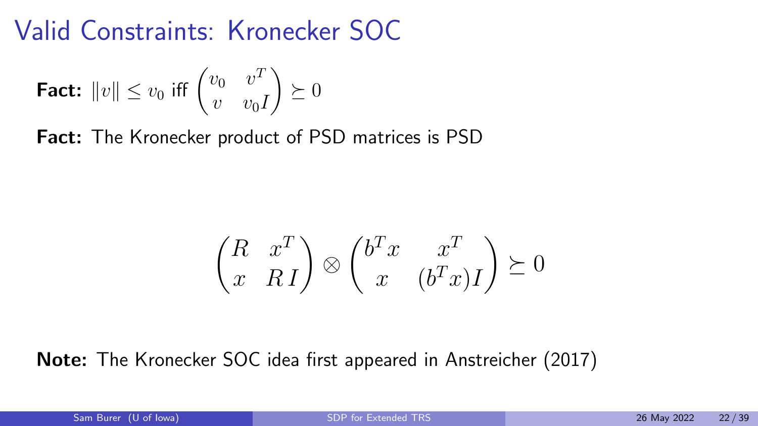# Valid Constraints: Kronecker SOC

**Fact:** $\|v\| \le v_0$ iff $\begin{pmatrix} v_0 & v^T \\ v & v_0 I \end{pmatrix} \succeq 0$

**Fact:** The Kronecker product of PSD matrices is PSD

$$\begin{pmatrix} R & x^T \\ x & R\,I \end{pmatrix} \otimes \begin{pmatrix} b^T x & x^T \\ x & (b^T x) I \end{pmatrix} \succeq 0$$

**Note:** The Kronecker SOC idea first appeared in Anstreicher (2017)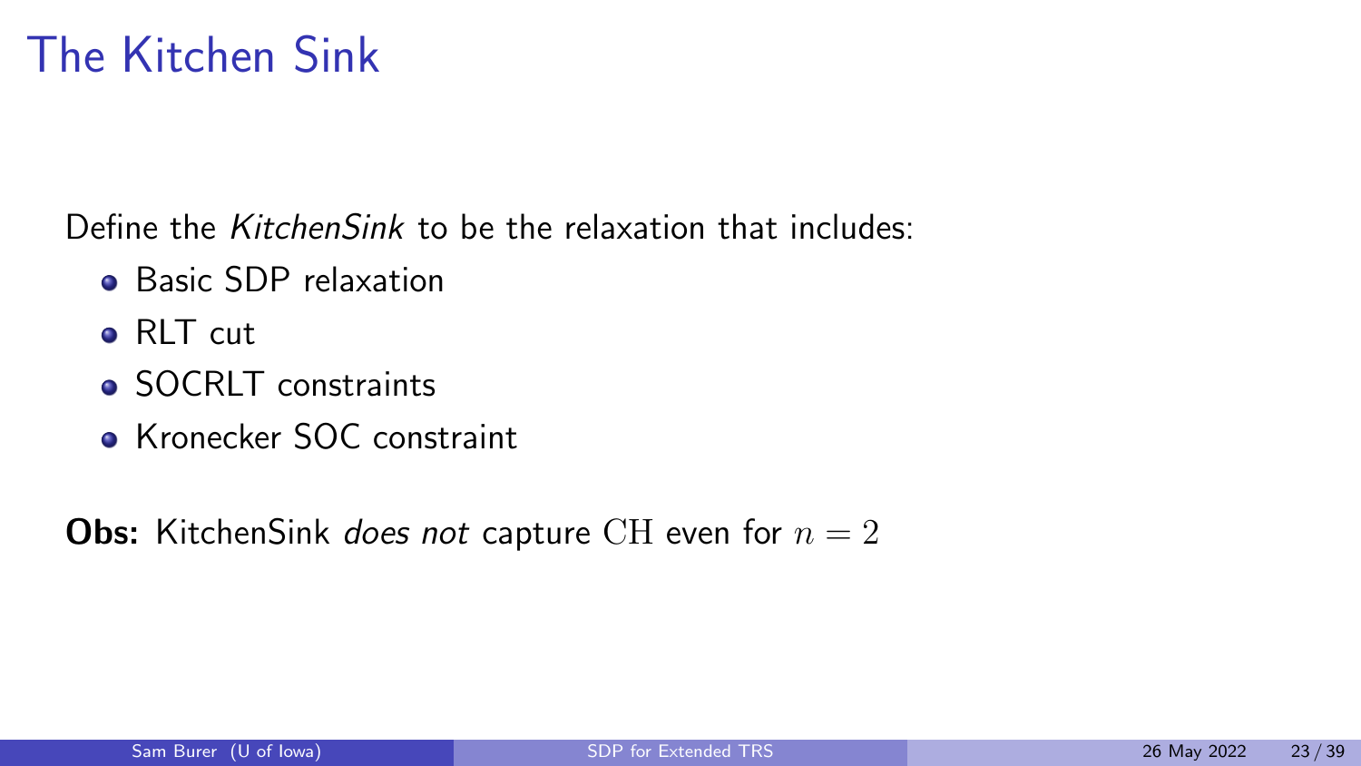# The Kitchen Sink

Define the *KitchenSink* to be the relaxation that includes:

- Basic SDP relaxation
- RLT cut
- SOCRLT constraints
- Kronecker SOC constraint

**Obs:** KitchenSink *does not* capture $\mathrm{CH}$ even for $n = 2$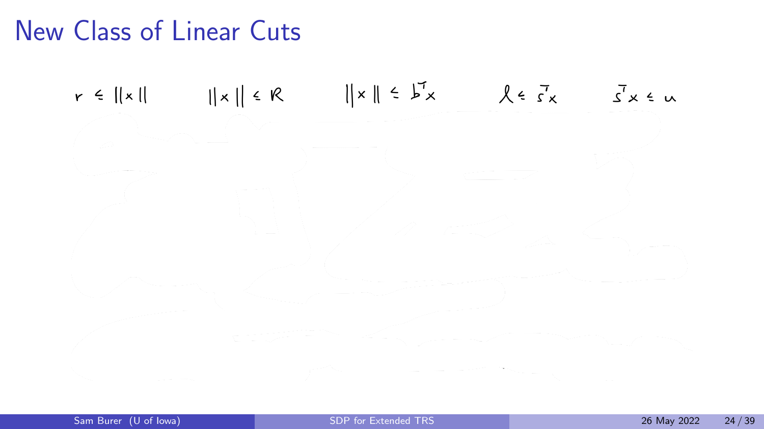# New Class of Linear Cuts

$r \le \|x\|$ $\qquad \|x\| \le R$ $\qquad \|x\| \le b^T x$ $\qquad \ell \le s^T x$ $\qquad s^T x \le u$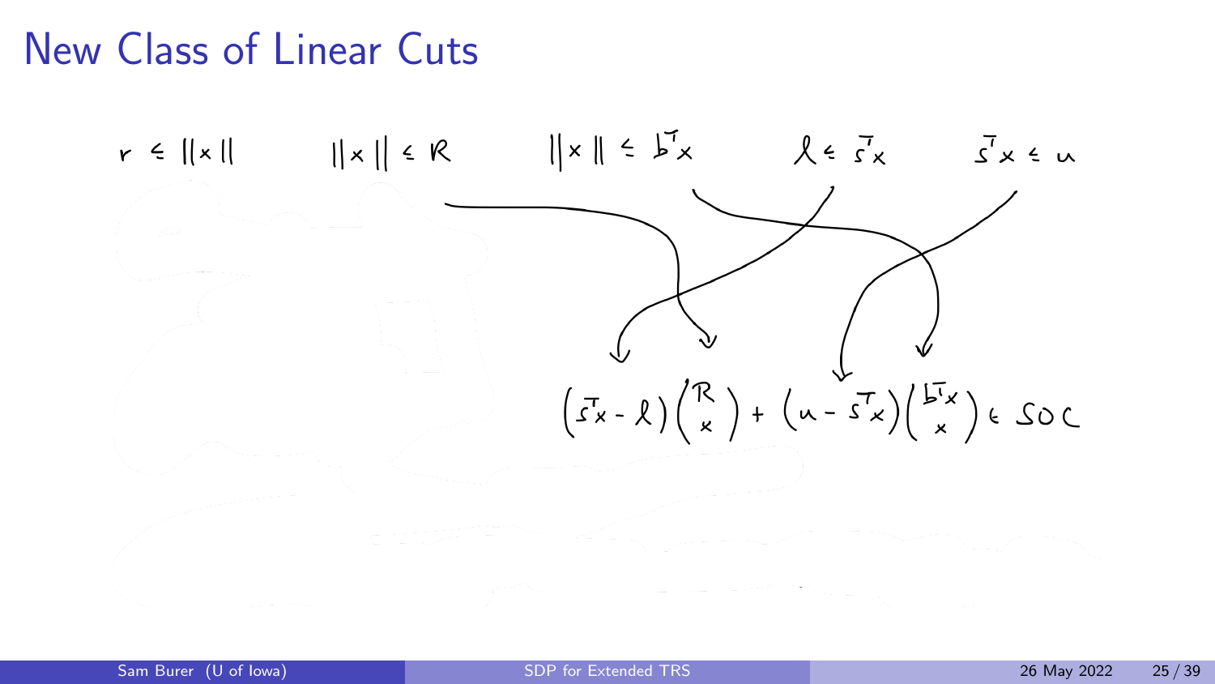# New Class of Linear Cuts

$r \le \|x\|$ $\quad\quad$ $\|x\| \le R$ $\quad\quad$ $\|x\| \le b^T x$ $\quad\quad$ $\ell \le s^T x$ $\quad\quad$ $s^T x \le u$

$$(s^T x - \ell)\begin{pmatrix} R \\ x \end{pmatrix} + (u - s^T x)\begin{pmatrix} b^T x \\ x \end{pmatrix} \in SOC$$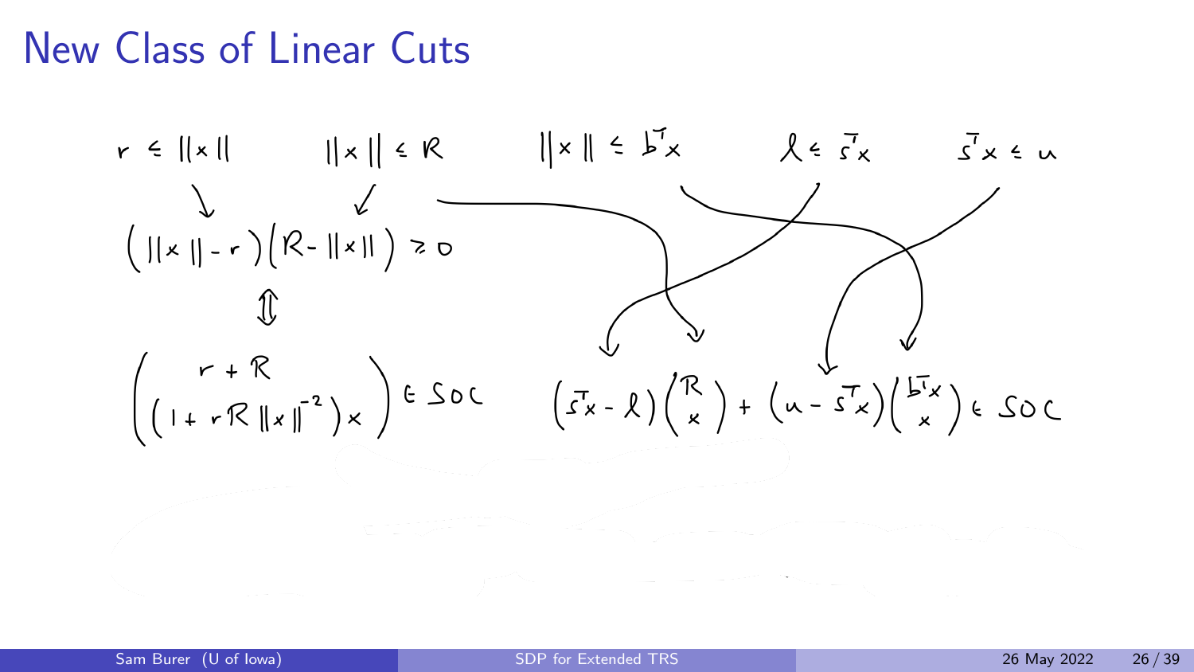# New Class of Linear Cuts

$r \le \|x\|$ $\qquad$ $\|x\| \le R$ $\qquad$ $\|x\| \le b^T x$ $\qquad$ $\ell \le s^T x$ $\qquad$ $s^T x \le u$

$$(\|x\| - r)(R - \|x\|) \ge 0$$

$$\Updownarrow$$

$$\begin{pmatrix} r + R \\ (1 + rR\|x\|^{-2})x \end{pmatrix} \in SOC$$

$$(s^T x - \ell)\begin{pmatrix} R \\ x \end{pmatrix} + (u - s^T x)\begin{pmatrix} b^T x \\ x \end{pmatrix} \in SOC$$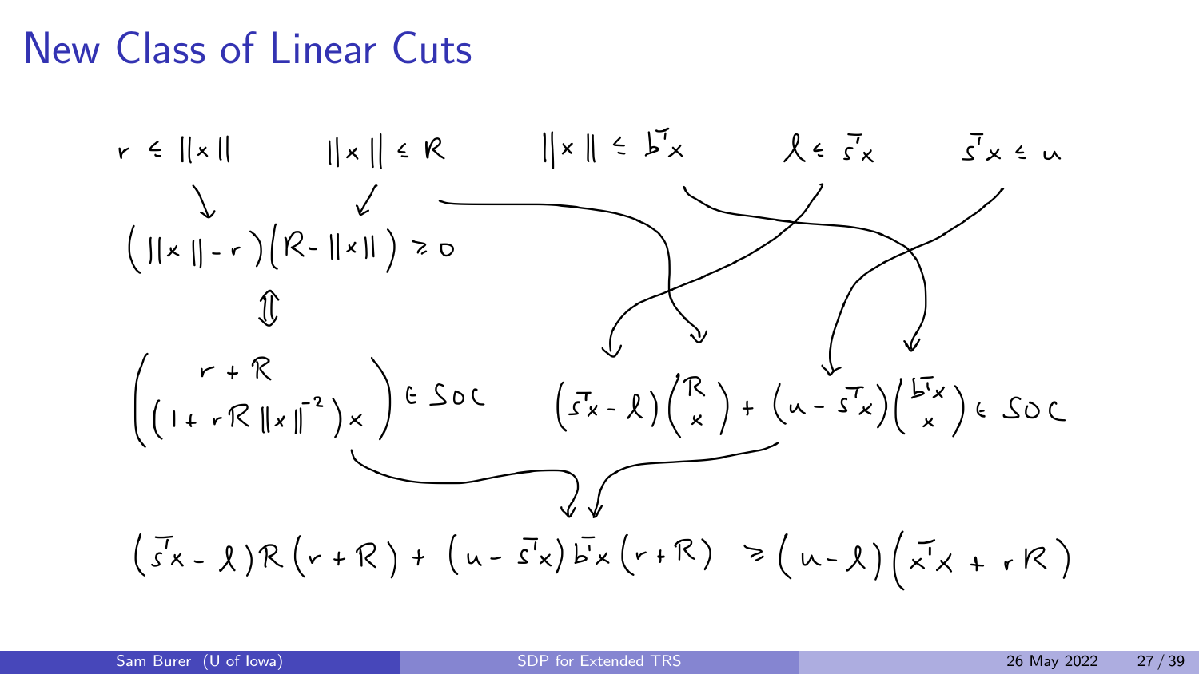# New Class of Linear Cuts

$$r \le \|x\| \qquad \|x\| \le R \qquad \|x\| \le b^T x \qquad \ell \le s^T x \qquad s^T x \le u$$

$$(\|x\| - r)(R - \|x\|) \ge 0$$

$$\Updownarrow$$

$$\begin{pmatrix} r + R \\ (1 + rR\|x\|^{-2})x \end{pmatrix} \in SOC \qquad (s^T x - \ell)\begin{pmatrix} R \\ x \end{pmatrix} + (u - s^T x)\begin{pmatrix} b^T x \\ x \end{pmatrix} \in SOC$$

$$(s^T x - \ell) R (r + R) + (u - s^T x) b^T x (r + R) \ge (u - \ell)(x^T x + rR)$$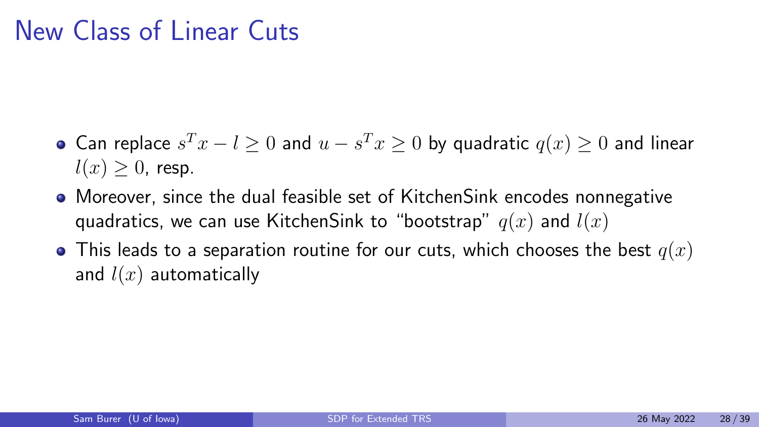# New Class of Linear Cuts

- Can replace $s^T x - l \geq 0$ and $u - s^T x \geq 0$ by quadratic $q(x) \geq 0$ and linear $l(x) \geq 0$, resp.
- Moreover, since the dual feasible set of KitchenSink encodes nonnegative quadratics, we can use KitchenSink to "bootstrap" $q(x)$ and $l(x)$
- This leads to a separation routine for our cuts, which chooses the best $q(x)$ and $l(x)$ automatically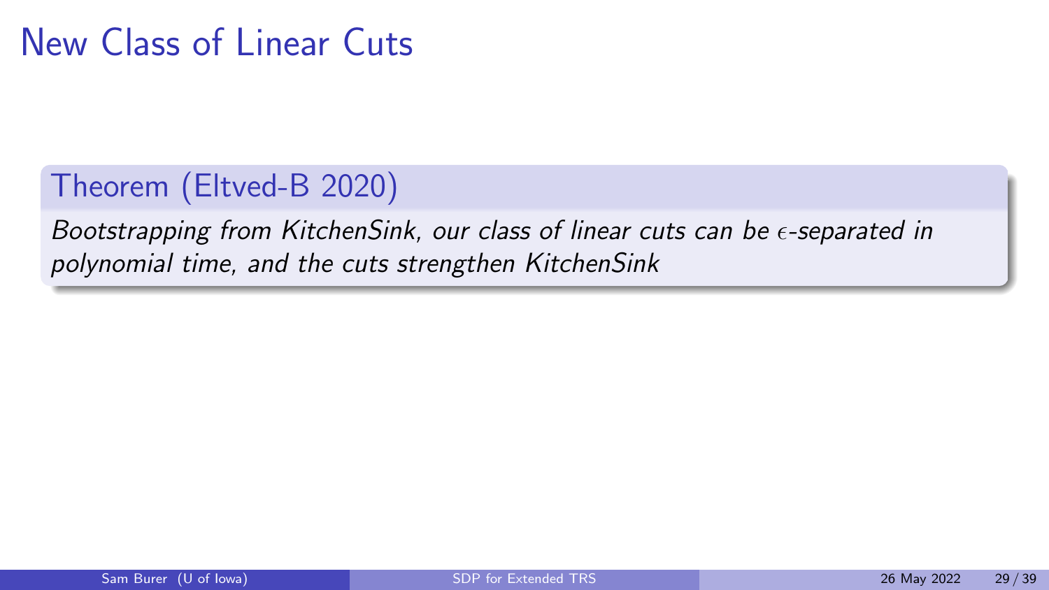# New Class of Linear Cuts

**Theorem (Eltved-B 2020)**

*Bootstrapping from KitchenSink, our class of linear cuts can be $\epsilon$-separated in polynomial time, and the cuts strengthen KitchenSink*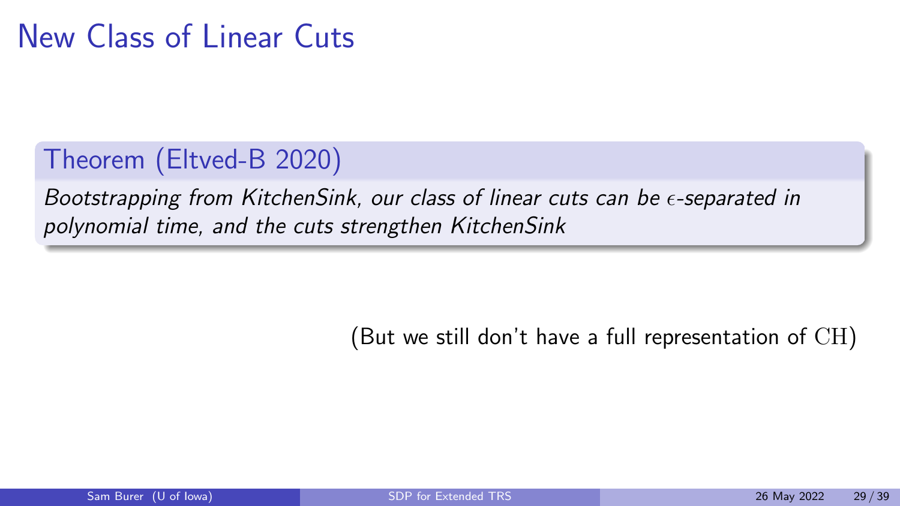# New Class of Linear Cuts

**Theorem (Eltved-B 2020)**

*Bootstrapping from KitchenSink, our class of linear cuts can be $\epsilon$-separated in polynomial time, and the cuts strengthen KitchenSink*

(But we still don't have a full representation of $\mathrm{CH}$)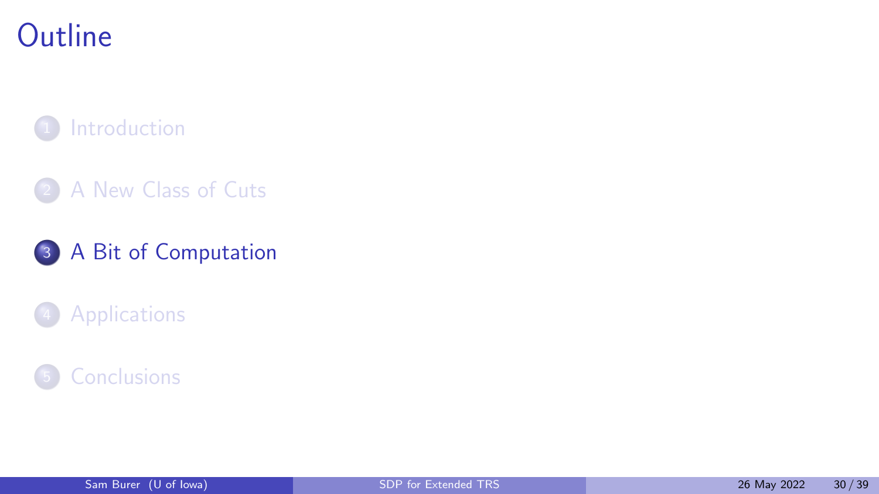# Outline

1. Introduction
2. A New Class of Cuts
3. **A Bit of Computation**
4. Applications
5. Conclusions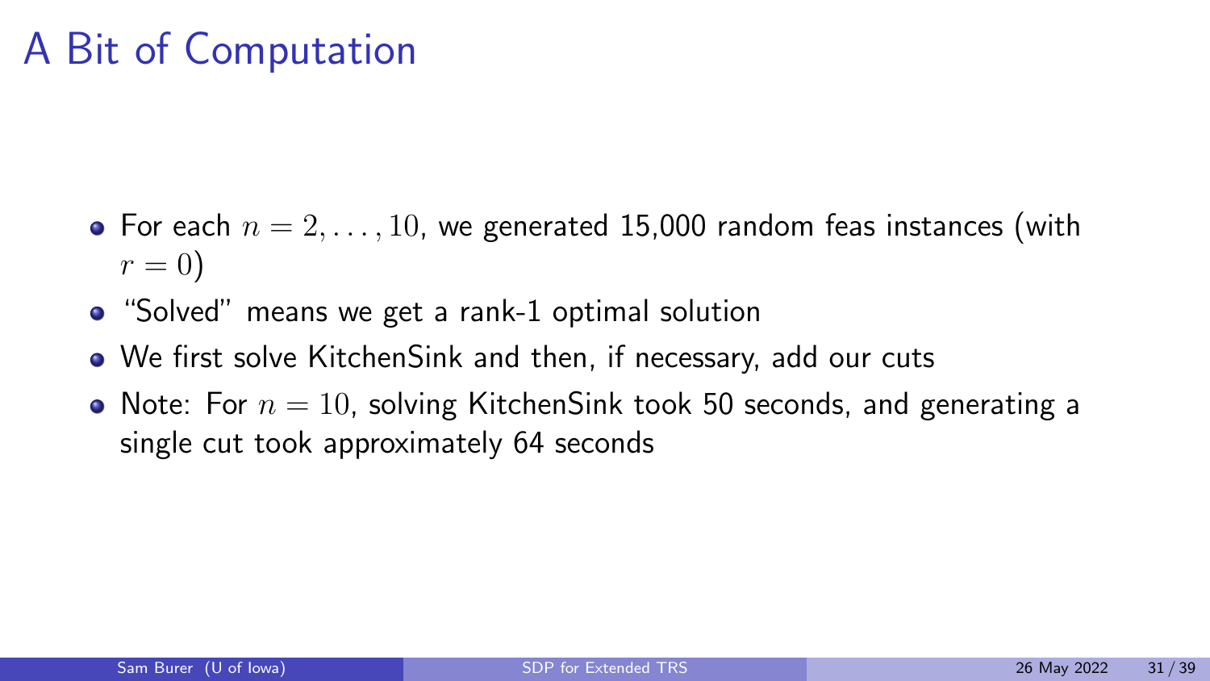# A Bit of Computation

- For each $n = 2, \ldots, 10$, we generated 15,000 random feas instances (with $r = 0$)
- "Solved" means we get a rank-1 optimal solution
- We first solve KitchenSink and then, if necessary, add our cuts
- Note: For $n = 10$, solving KitchenSink took 50 seconds, and generating a single cut took approximately 64 seconds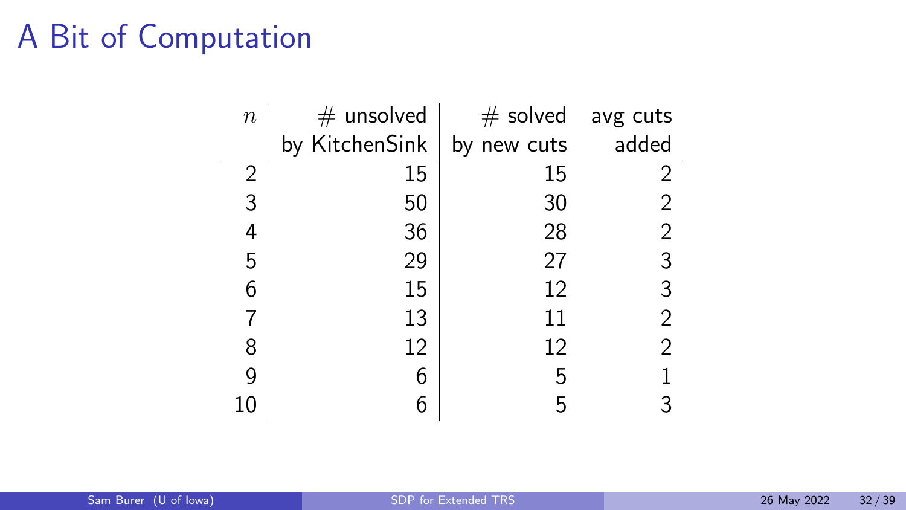# A Bit of Computation

| $n$ | # unsolved by KitchenSink | # solved by new cuts | avg cuts added |
|---|---|---|---|
| 2 | 15 | 15 | 2 |
| 3 | 50 | 30 | 2 |
| 4 | 36 | 28 | 2 |
| 5 | 29 | 27 | 3 |
| 6 | 15 | 12 | 3 |
| 7 | 13 | 11 | 2 |
| 8 | 12 | 12 | 2 |
| 9 | 6 | 5 | 1 |
| 10 | 6 | 5 | 3 |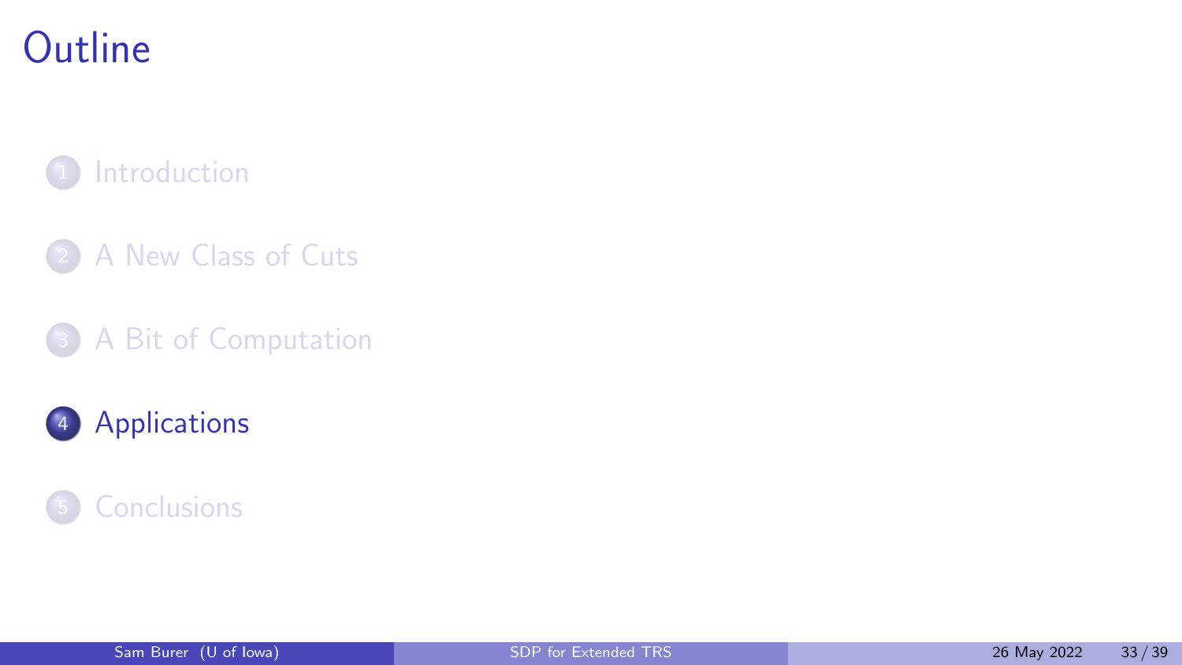# Outline

1. Introduction
2. A New Class of Cuts
3. A Bit of Computation
4. Applications
5. Conclusions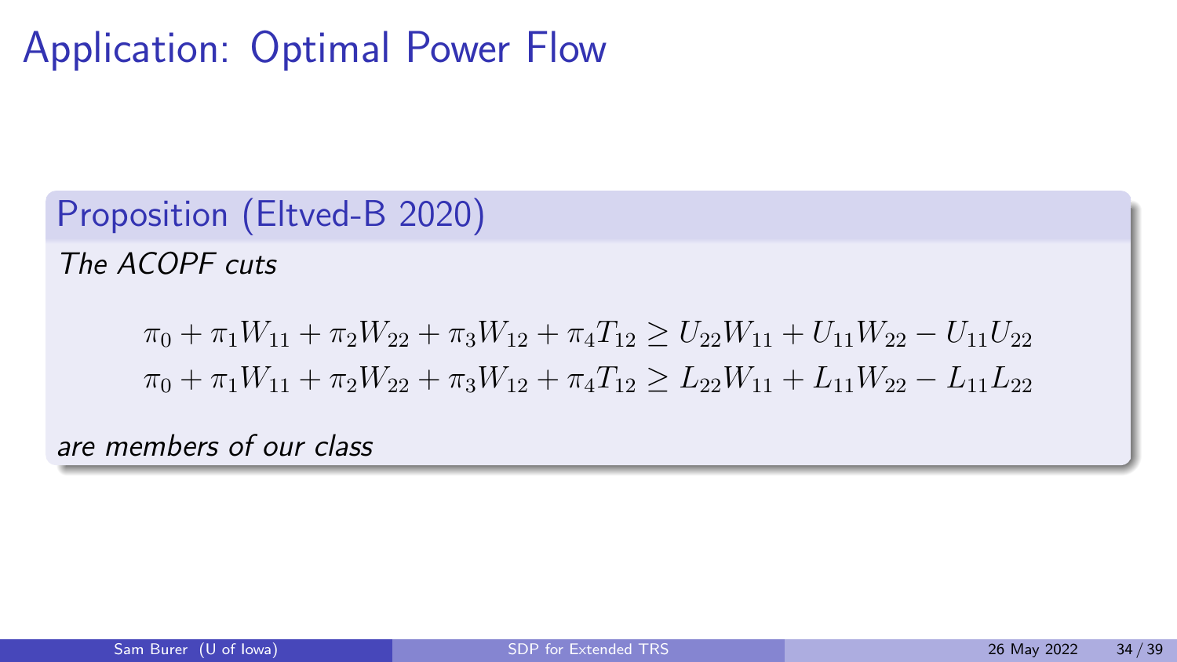# Application: Optimal Power Flow

## Proposition (Eltved-B 2020)

*The ACOPF cuts*

$$
\begin{aligned}
\pi_0 + \pi_1 W_{11} + \pi_2 W_{22} + \pi_3 W_{12} + \pi_4 T_{12} &\geq U_{22} W_{11} + U_{11} W_{22} - U_{11} U_{22} \\
\pi_0 + \pi_1 W_{11} + \pi_2 W_{22} + \pi_3 W_{12} + \pi_4 T_{12} &\geq L_{22} W_{11} + L_{11} W_{22} - L_{11} L_{22}
\end{aligned}
$$

*are members of our class*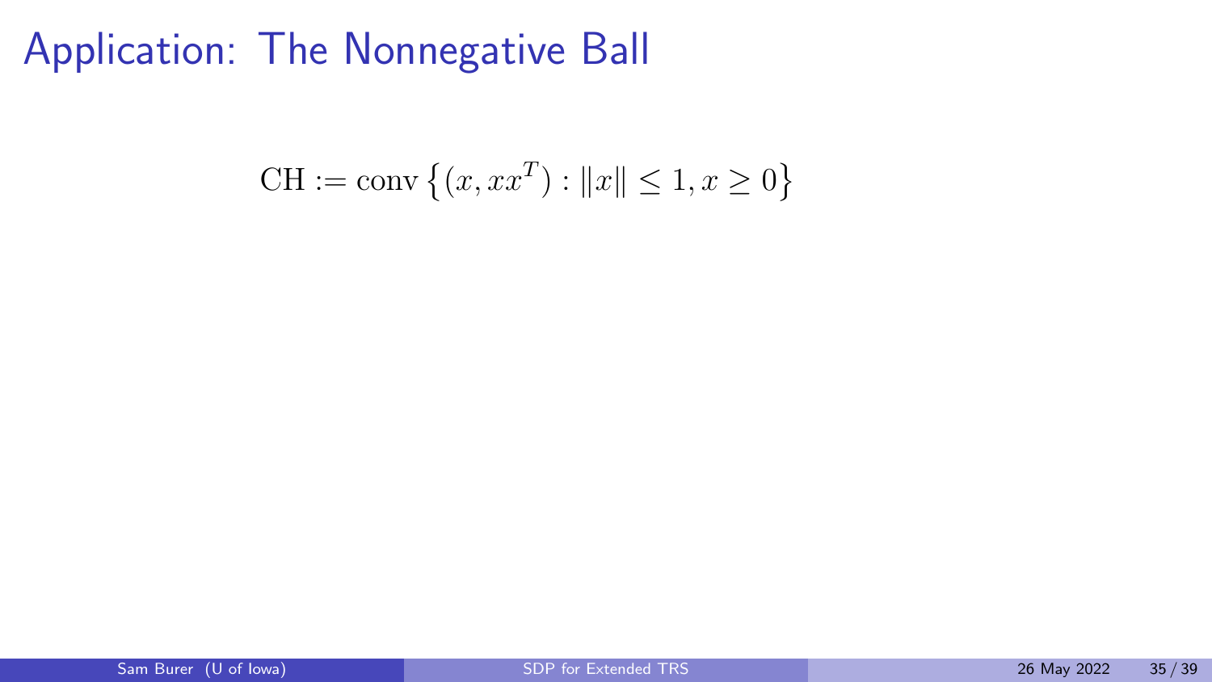# Application: The Nonnegative Ball

$$\mathrm{CH} := \mathrm{conv}\left\{(x, xx^T) : \|x\| \leq 1, x \geq 0\right\}$$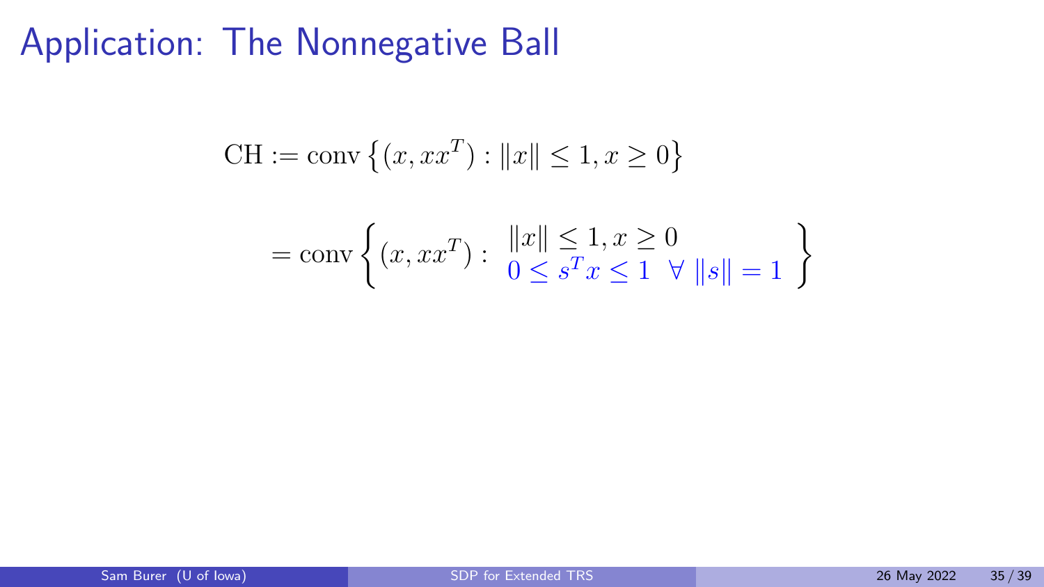# Application: The Nonnegative Ball

$$\text{CH} := \text{conv}\left\{(x, xx^T) : \|x\| \leq 1, x \geq 0\right\}$$

$$= \text{conv}\left\{(x, xx^T) : \begin{array}{l} \|x\| \leq 1, x \geq 0 \\ 0 \leq s^T x \leq 1 \;\; \forall \; \|s\| = 1 \end{array} \right\}$$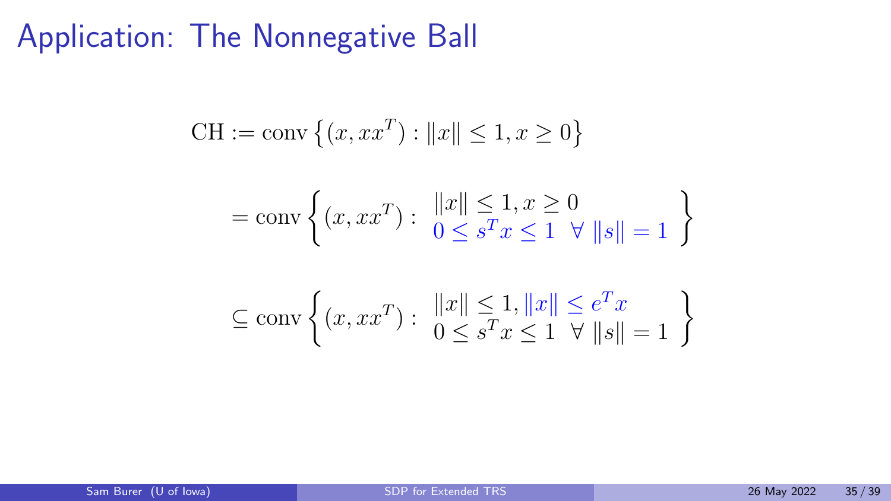# Application: The Nonnegative Ball

$$\text{CH} := \text{conv}\left\{(x, xx^T) : \|x\| \leq 1, x \geq 0\right\}$$

$$= \text{conv}\left\{(x, xx^T) : \begin{array}{l} \|x\| \leq 1, x \geq 0 \\ 0 \leq s^T x \leq 1 \ \ \forall \ \|s\| = 1 \end{array} \right\}$$

$$\subseteq \text{conv}\left\{(x, xx^T) : \begin{array}{l} \|x\| \leq 1, \|x\| \leq e^T x \\ 0 \leq s^T x \leq 1 \ \ \forall \ \|s\| = 1 \end{array} \right\}$$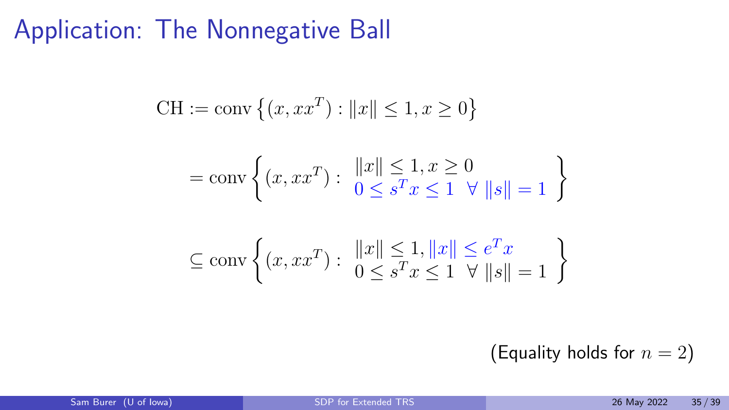# Application: The Nonnegative Ball

$$
\mathrm{CH} := \mathrm{conv}\left\{(x, xx^T) : \|x\| \le 1, x \ge 0\right\}
$$

$$
= \mathrm{conv}\left\{(x, xx^T) : \begin{array}{l} \|x\| \le 1, x \ge 0 \\ 0 \le s^T x \le 1 \ \ \forall \ \|s\| = 1 \end{array} \right\}
$$

$$
\subseteq \mathrm{conv}\left\{(x, xx^T) : \begin{array}{l} \|x\| \le 1, \|x\| \le e^T x \\ 0 \le s^T x \le 1 \ \ \forall \ \|s\| = 1 \end{array} \right\}
$$

(Equality holds for $n = 2$)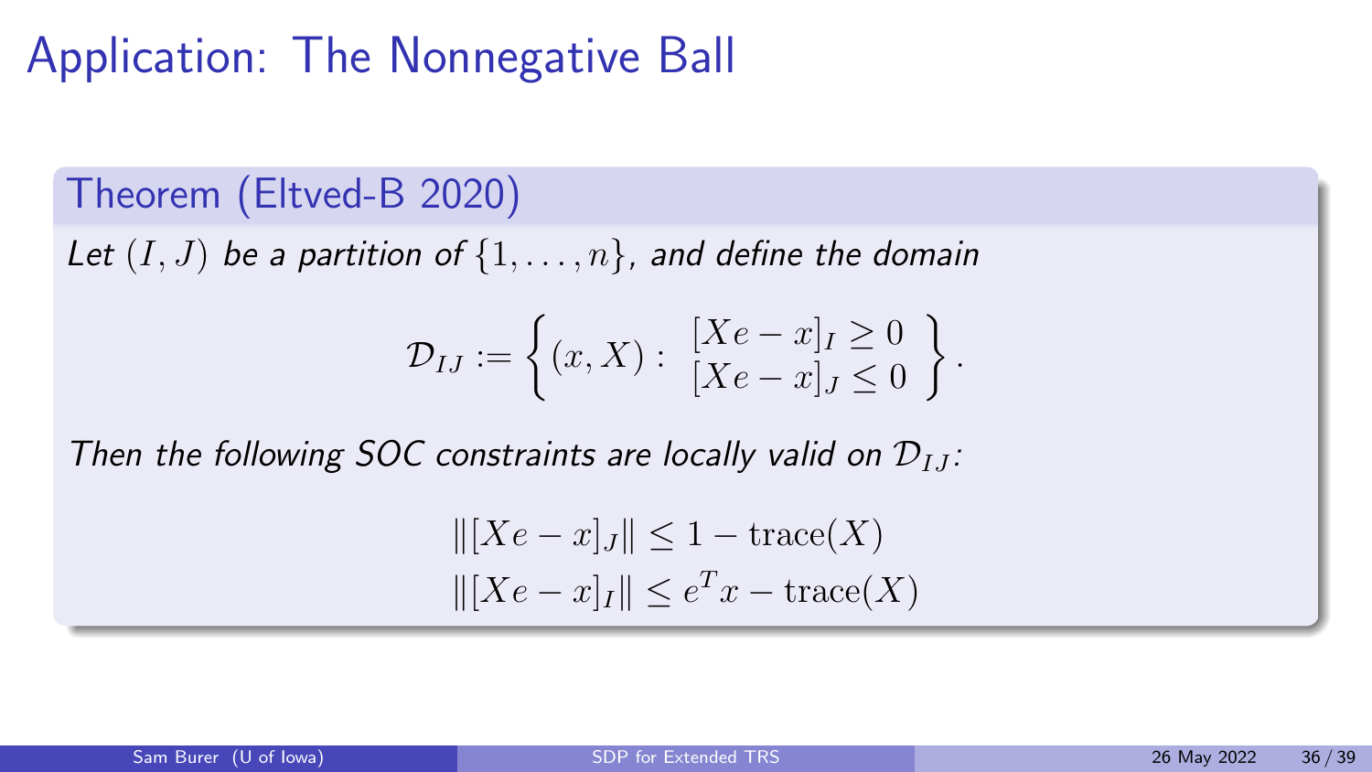# Application: The Nonnegative Ball

## Theorem (Eltved-B 2020)

*Let $(I, J)$ be a partition of $\{1, \ldots, n\}$, and define the domain*

$$\mathcal{D}_{IJ} := \left\{ (x, X) : \begin{array}{c} [Xe - x]_I \geq 0 \\ [Xe - x]_J \leq 0 \end{array} \right\}.$$

*Then the following SOC constraints are locally valid on $\mathcal{D}_{IJ}$:*

$$\|[Xe - x]_J\| \leq 1 - \text{trace}(X)$$

$$\|[Xe - x]_I\| \leq e^T x - \text{trace}(X)$$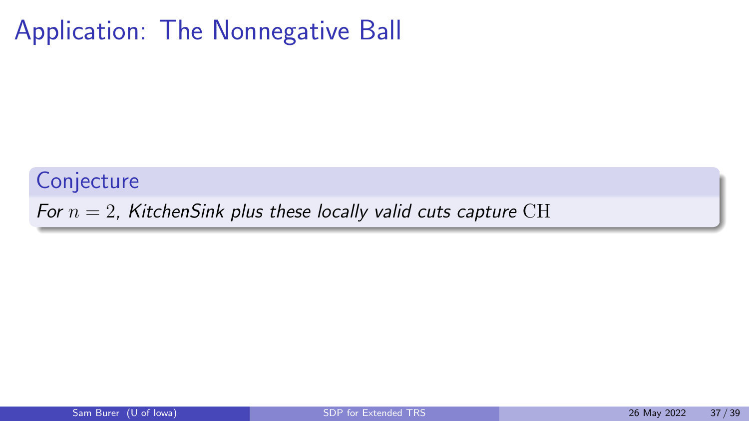# Application: The Nonnegative Ball

**Conjecture**

*For $n = 2$, KitchenSink plus these locally valid cuts capture $\mathrm{CH}$*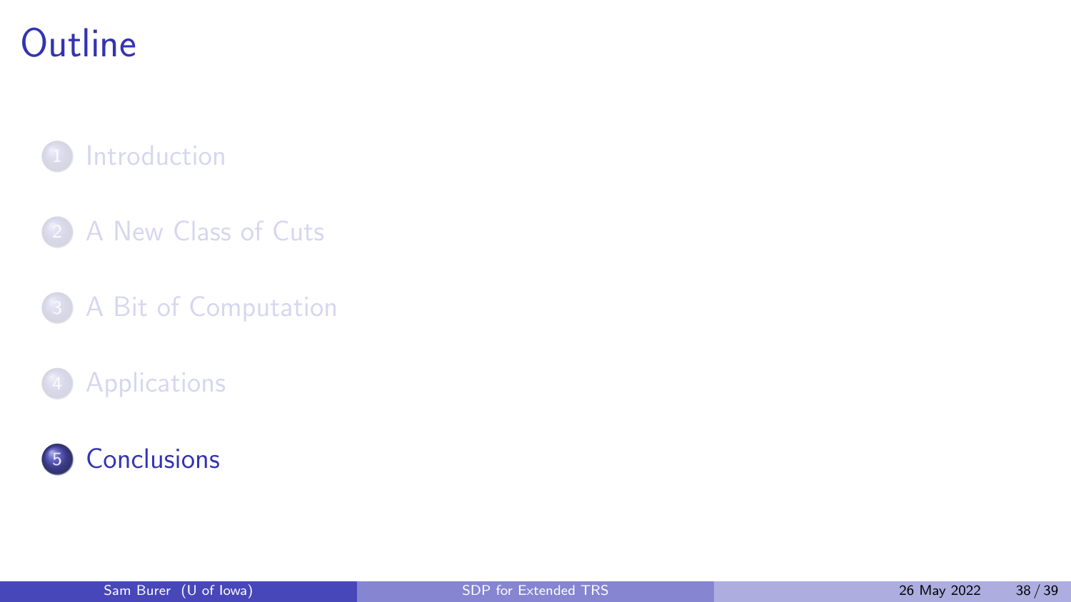# Outline

1. Introduction
2. A New Class of Cuts
3. A Bit of Computation
4. Applications
5. **Conclusions**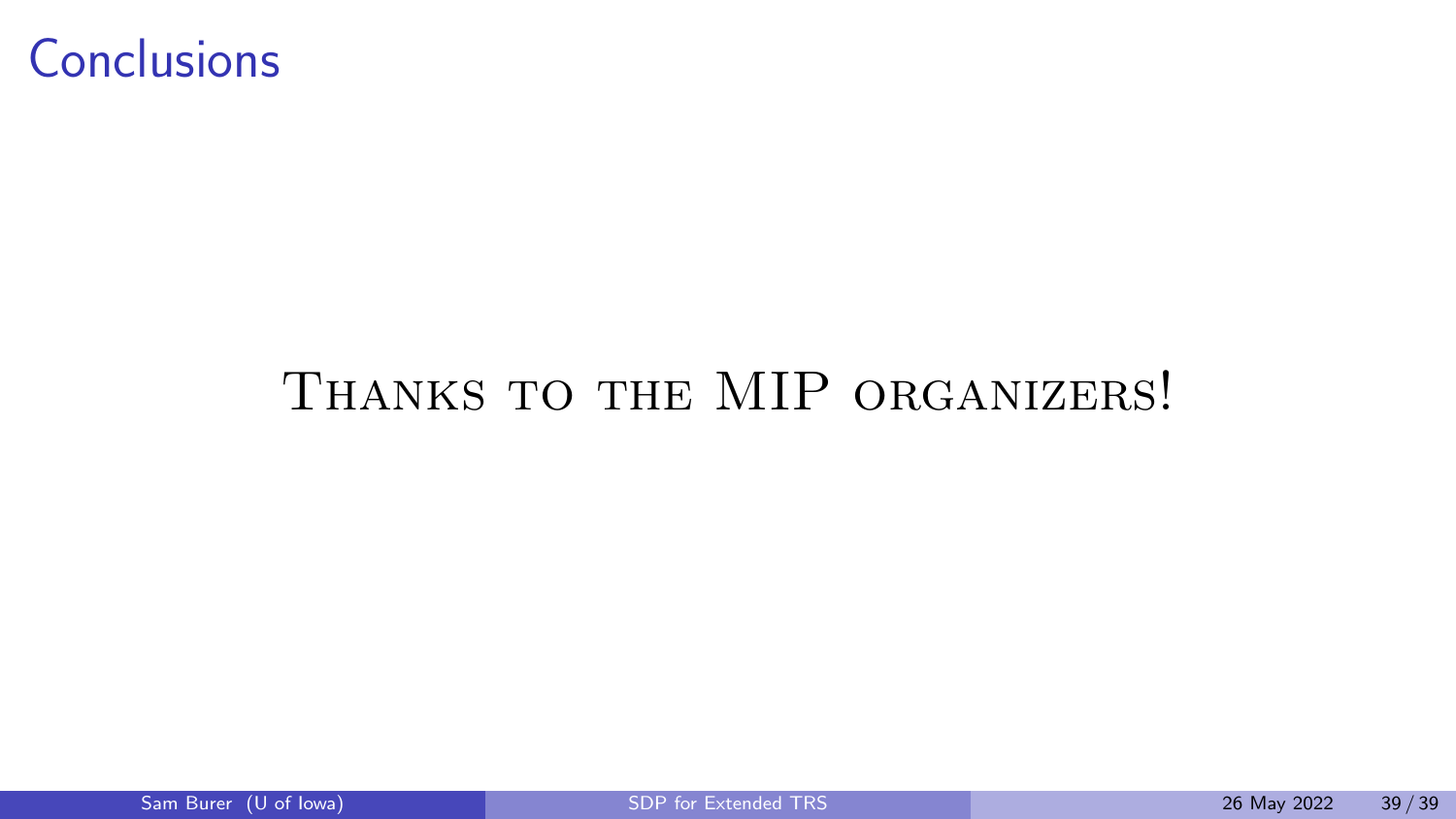# Conclusions

Thanks to the MIP organizers!